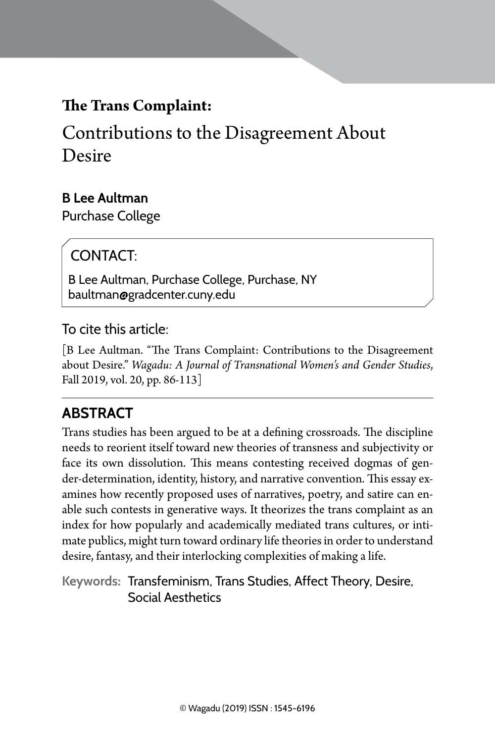# **The Trans Complaint:**

# Contributions to the Disagreement About Desire

**B Lee Aultman**
Purchase College

CONTACT:

B Lee Aultman, Purchase College, Purchase, NY
baultman@gradcenter.cuny.edu

To cite this article:

[B Lee Aultman. "The Trans Complaint: Contributions to the Disagreement about Desire." *Wagadu: A Journal of Transnational Women's and Gender Studies*, Fall 2019, vol. 20, pp. 86-113]

## ABSTRACT

Trans studies has been argued to be at a defining crossroads. The discipline needs to reorient itself toward new theories of transness and subjectivity or face its own dissolution. This means contesting received dogmas of gender-determination, identity, history, and narrative convention. This essay examines how recently proposed uses of narratives, poetry, and satire can enable such contests in generative ways. It theorizes the trans complaint as an index for how popularly and academically mediated trans cultures, or intimate publics, might turn toward ordinary life theories in order to understand desire, fantasy, and their interlocking complexities of making a life.

**Keywords:** Transfeminism, Trans Studies, Affect Theory, Desire, Social Aesthetics

© Wagadu (2019) ISSN : 1545-6196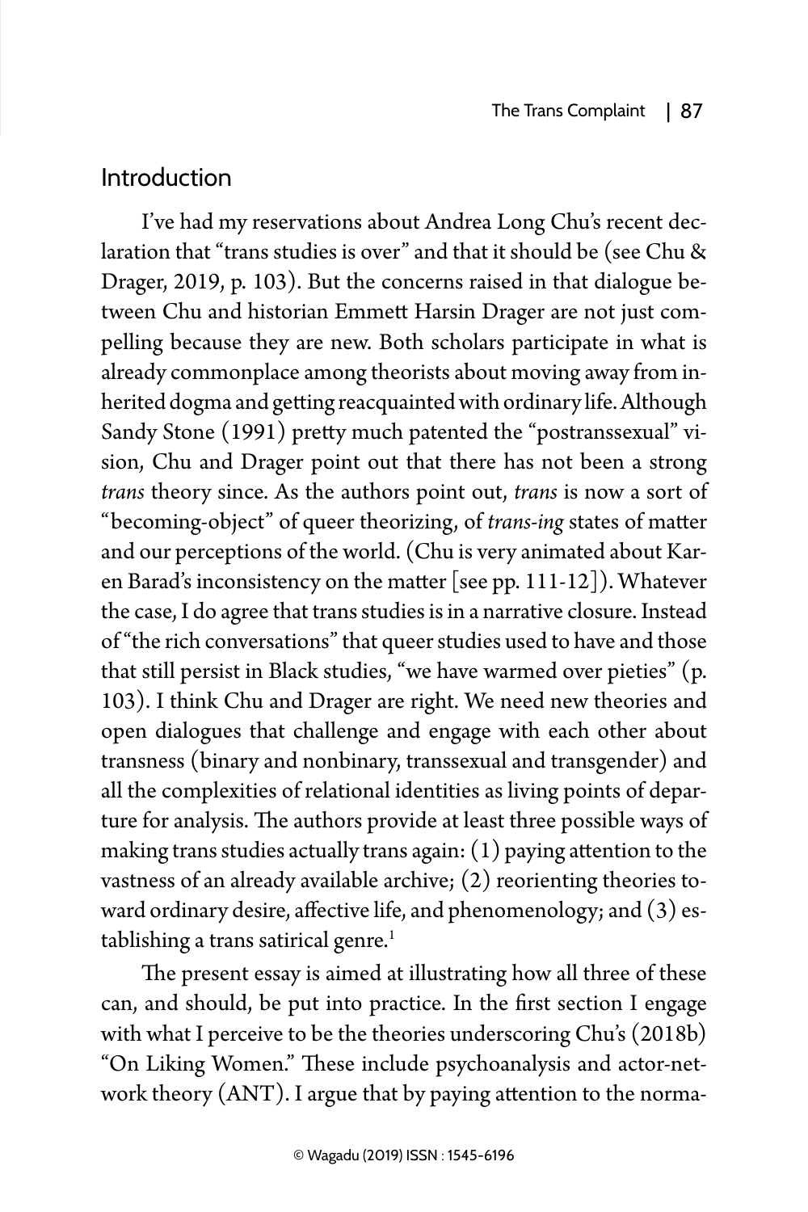## Introduction

I've had my reservations about Andrea Long Chu's recent declaration that "trans studies is over" and that it should be (see Chu & Drager, 2019, p. 103). But the concerns raised in that dialogue between Chu and historian Emmett Harsin Drager are not just compelling because they are new. Both scholars participate in what is already commonplace among theorists about moving away from inherited dogma and getting reacquainted with ordinary life. Although Sandy Stone (1991) pretty much patented the "postranssexual" vision, Chu and Drager point out that there has not been a strong *trans* theory since. As the authors point out, *trans* is now a sort of "becoming-object" of queer theorizing, of *trans-ing* states of matter and our perceptions of the world. (Chu is very animated about Karen Barad's inconsistency on the matter [see pp. 111-12]). Whatever the case, I do agree that trans studies is in a narrative closure. Instead of "the rich conversations" that queer studies used to have and those that still persist in Black studies, "we have warmed over pieties" (p. 103). I think Chu and Drager are right. We need new theories and open dialogues that challenge and engage with each other about transness (binary and nonbinary, transsexual and transgender) and all the complexities of relational identities as living points of departure for analysis. The authors provide at least three possible ways of making trans studies actually trans again: (1) paying attention to the vastness of an already available archive; (2) reorienting theories toward ordinary desire, affective life, and phenomenology; and (3) establishing a trans satirical genre.[1]

The present essay is aimed at illustrating how all three of these can, and should, be put into practice. In the first section I engage with what I perceive to be the theories underscoring Chu's (2018b) "On Liking Women." These include psychoanalysis and actor-network theory (ANT). I argue that by paying attention to the norma-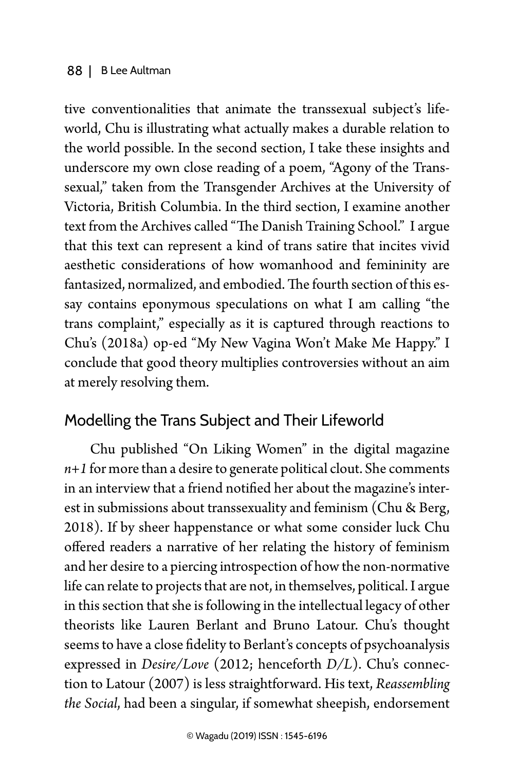tive conventionalities that animate the transsexual subject's lifeworld, Chu is illustrating what actually makes a durable relation to the world possible. In the second section, I take these insights and underscore my own close reading of a poem, "Agony of the Transsexual," taken from the Transgender Archives at the University of Victoria, British Columbia. In the third section, I examine another text from the Archives called "The Danish Training School." I argue that this text can represent a kind of trans satire that incites vivid aesthetic considerations of how womanhood and femininity are fantasized, normalized, and embodied. The fourth section of this essay contains eponymous speculations on what I am calling "the trans complaint," especially as it is captured through reactions to Chu's (2018a) op-ed "My New Vagina Won't Make Me Happy." I conclude that good theory multiplies controversies without an aim at merely resolving them.

## Modelling the Trans Subject and Their Lifeworld

Chu published "On Liking Women" in the digital magazine *n+1* for more than a desire to generate political clout. She comments in an interview that a friend notified her about the magazine's interest in submissions about transsexuality and feminism (Chu & Berg, 2018). If by sheer happenstance or what some consider luck Chu offered readers a narrative of her relating the history of feminism and her desire to a piercing introspection of how the non-normative life can relate to projects that are not, in themselves, political. I argue in this section that she is following in the intellectual legacy of other theorists like Lauren Berlant and Bruno Latour. Chu's thought seems to have a close fidelity to Berlant's concepts of psychoanalysis expressed in *Desire/Love* (2012; henceforth *D/L*). Chu's connection to Latour (2007) is less straightforward. His text, *Reassembling the Social*, had been a singular, if somewhat sheepish, endorsement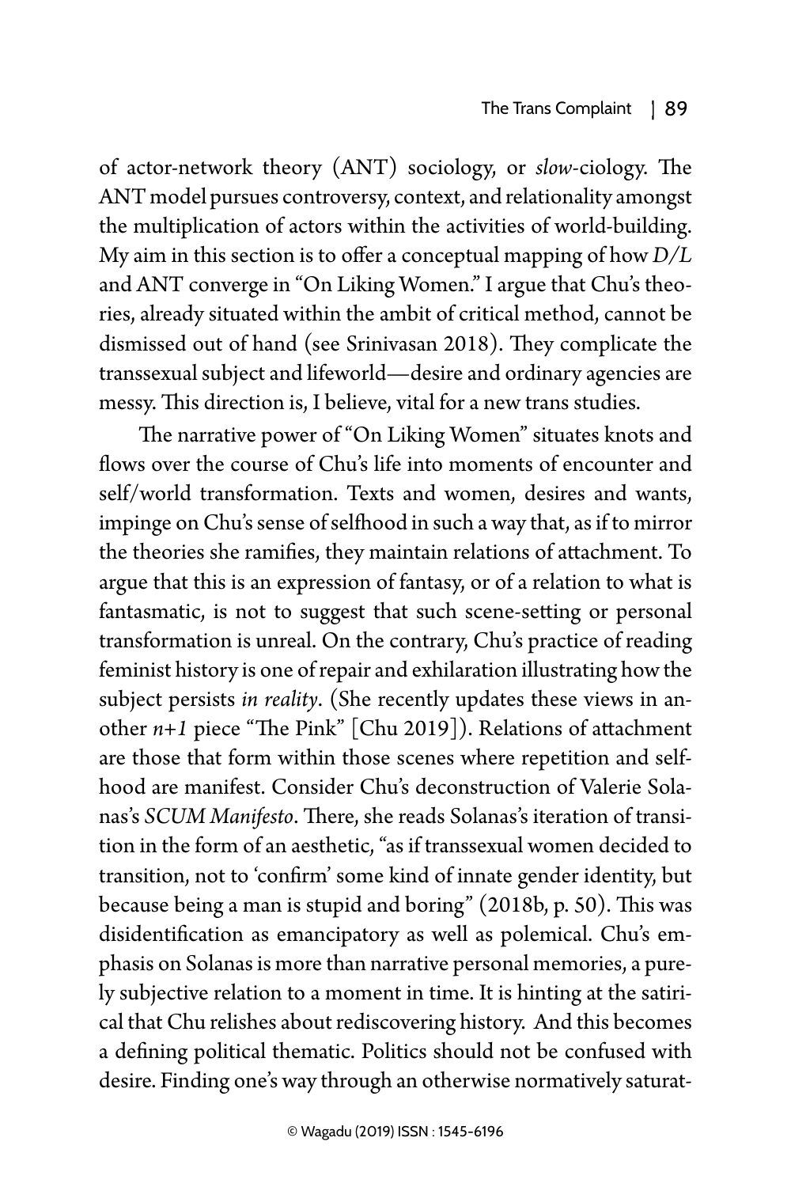of actor-network theory (ANT) sociology, or *slow*-ciology. The ANT model pursues controversy, context, and relationality amongst the multiplication of actors within the activities of world-building. My aim in this section is to offer a conceptual mapping of how *D/L* and ANT converge in "On Liking Women." I argue that Chu's theories, already situated within the ambit of critical method, cannot be dismissed out of hand (see Srinivasan 2018). They complicate the transsexual subject and lifeworld—desire and ordinary agencies are messy. This direction is, I believe, vital for a new trans studies.

The narrative power of "On Liking Women" situates knots and flows over the course of Chu's life into moments of encounter and self/world transformation. Texts and women, desires and wants, impinge on Chu's sense of selfhood in such a way that, as if to mirror the theories she ramifies, they maintain relations of attachment. To argue that this is an expression of fantasy, or of a relation to what is fantasmatic, is not to suggest that such scene-setting or personal transformation is unreal. On the contrary, Chu's practice of reading feminist history is one of repair and exhilaration illustrating how the subject persists *in reality*. (She recently updates these views in another *n+1* piece "The Pink" [Chu 2019]). Relations of attachment are those that form within those scenes where repetition and selfhood are manifest. Consider Chu's deconstruction of Valerie Solanas's *SCUM Manifesto*. There, she reads Solanas's iteration of transition in the form of an aesthetic, "as if transsexual women decided to transition, not to 'confirm' some kind of innate gender identity, but because being a man is stupid and boring" (2018b, p. 50). This was disidentification as emancipatory as well as polemical. Chu's emphasis on Solanas is more than narrative personal memories, a purely subjective relation to a moment in time. It is hinting at the satirical that Chu relishes about rediscovering history. And this becomes a defining political thematic. Politics should not be confused with desire. Finding one's way through an otherwise normatively saturat-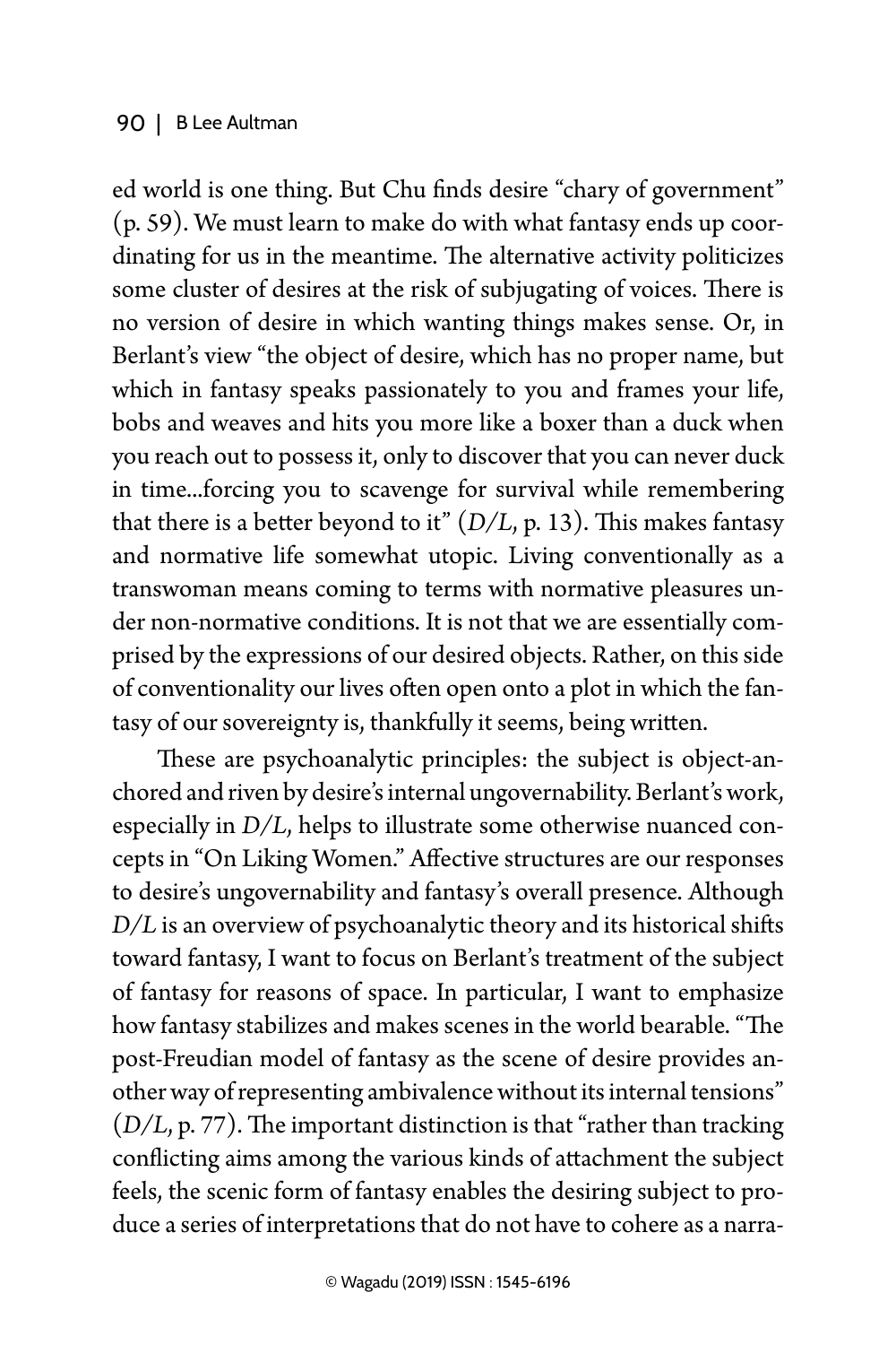ed world is one thing. But Chu finds desire "chary of government" (p. 59). We must learn to make do with what fantasy ends up coordinating for us in the meantime. The alternative activity politicizes some cluster of desires at the risk of subjugating of voices. There is no version of desire in which wanting things makes sense. Or, in Berlant's view "the object of desire, which has no proper name, but which in fantasy speaks passionately to you and frames your life, bobs and weaves and hits you more like a boxer than a duck when you reach out to possess it, only to discover that you can never duck in time...forcing you to scavenge for survival while remembering that there is a better beyond to it" (*D/L*, p. 13). This makes fantasy and normative life somewhat utopic. Living conventionally as a transwoman means coming to terms with normative pleasures under non-normative conditions. It is not that we are essentially comprised by the expressions of our desired objects. Rather, on this side of conventionality our lives often open onto a plot in which the fantasy of our sovereignty is, thankfully it seems, being written.

These are psychoanalytic principles: the subject is object-anchored and riven by desire's internal ungovernability. Berlant's work, especially in *D/L*, helps to illustrate some otherwise nuanced concepts in "On Liking Women." Affective structures are our responses to desire's ungovernability and fantasy's overall presence. Although *D/L* is an overview of psychoanalytic theory and its historical shifts toward fantasy, I want to focus on Berlant's treatment of the subject of fantasy for reasons of space. In particular, I want to emphasize how fantasy stabilizes and makes scenes in the world bearable. "The post-Freudian model of fantasy as the scene of desire provides another way of representing ambivalence without its internal tensions" (*D/L*, p. 77). The important distinction is that "rather than tracking conflicting aims among the various kinds of attachment the subject feels, the scenic form of fantasy enables the desiring subject to produce a series of interpretations that do not have to cohere as a narra-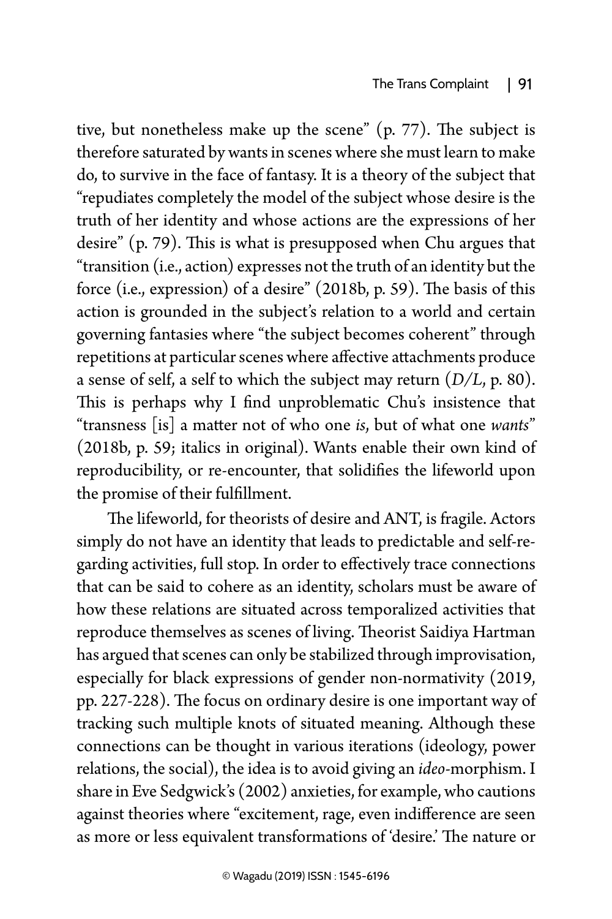tive, but nonetheless make up the scene" (p. 77). The subject is therefore saturated by wants in scenes where she must learn to make do, to survive in the face of fantasy. It is a theory of the subject that "repudiates completely the model of the subject whose desire is the truth of her identity and whose actions are the expressions of her desire" (p. 79). This is what is presupposed when Chu argues that "transition (i.e., action) expresses not the truth of an identity but the force (i.e., expression) of a desire" (2018b, p. 59). The basis of this action is grounded in the subject's relation to a world and certain governing fantasies where "the subject becomes coherent" through repetitions at particular scenes where affective attachments produce a sense of self, a self to which the subject may return (*D/L*, p. 80). This is perhaps why I find unproblematic Chu's insistence that "transness [is] a matter not of who one *is*, but of what one *wants*" (2018b, p. 59; italics in original). Wants enable their own kind of reproducibility, or re-encounter, that solidifies the lifeworld upon the promise of their fulfillment.

The lifeworld, for theorists of desire and ANT, is fragile. Actors simply do not have an identity that leads to predictable and self-regarding activities, full stop. In order to effectively trace connections that can be said to cohere as an identity, scholars must be aware of how these relations are situated across temporalized activities that reproduce themselves as scenes of living. Theorist Saidiya Hartman has argued that scenes can only be stabilized through improvisation, especially for black expressions of gender non-normativity (2019, pp. 227-228). The focus on ordinary desire is one important way of tracking such multiple knots of situated meaning. Although these connections can be thought in various iterations (ideology, power relations, the social), the idea is to avoid giving an *ideo*-morphism. I share in Eve Sedgwick's (2002) anxieties, for example, who cautions against theories where "excitement, rage, even indifference are seen as more or less equivalent transformations of 'desire.' The nature or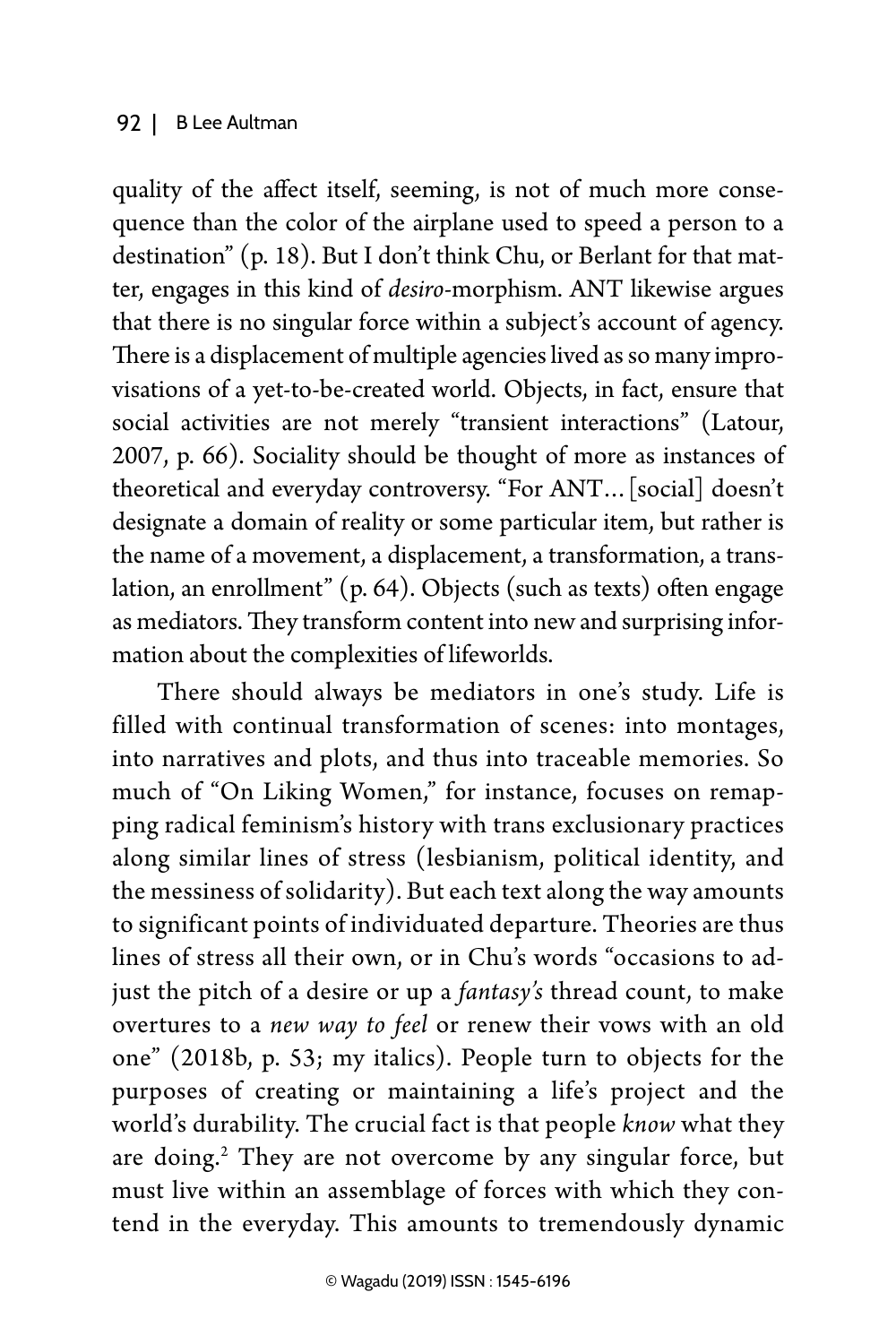quality of the affect itself, seeming, is not of much more consequence than the color of the airplane used to speed a person to a destination" (p. 18). But I don't think Chu, or Berlant for that matter, engages in this kind of *desiro*-morphism. ANT likewise argues that there is no singular force within a subject's account of agency. There is a displacement of multiple agencies lived as so many improvisations of a yet-to-be-created world. Objects, in fact, ensure that social activities are not merely "transient interactions" (Latour, 2007, p. 66). Sociality should be thought of more as instances of theoretical and everyday controversy. "For ANT... [social] doesn't designate a domain of reality or some particular item, but rather is the name of a movement, a displacement, a transformation, a translation, an enrollment" (p. 64). Objects (such as texts) often engage as mediators. They transform content into new and surprising information about the complexities of lifeworlds.

There should always be mediators in one's study. Life is filled with continual transformation of scenes: into montages, into narratives and plots, and thus into traceable memories. So much of "On Liking Women," for instance, focuses on remapping radical feminism's history with trans exclusionary practices along similar lines of stress (lesbianism, political identity, and the messiness of solidarity). But each text along the way amounts to significant points of individuated departure. Theories are thus lines of stress all their own, or in Chu's words "occasions to adjust the pitch of a desire or up a *fantasy's* thread count, to make overtures to a *new way to feel* or renew their vows with an old one" (2018b, p. 53; my italics). People turn to objects for the purposes of creating or maintaining a life's project and the world's durability. The crucial fact is that people *know* what they are doing.[2] They are not overcome by any singular force, but must live within an assemblage of forces with which they contend in the everyday. This amounts to tremendously dynamic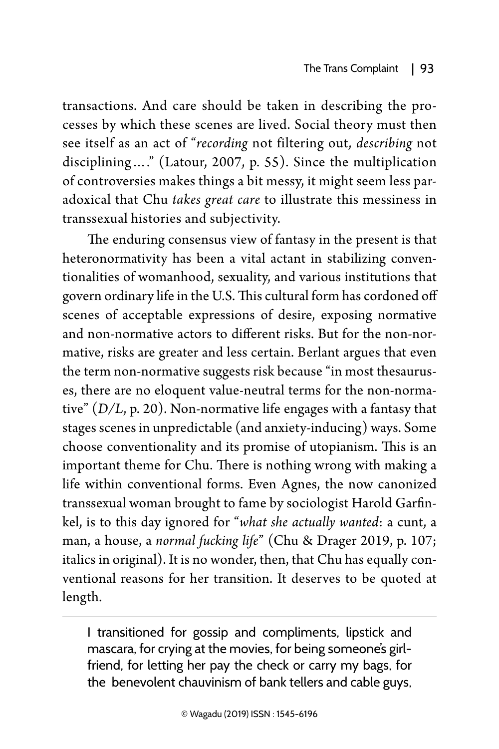transactions. And care should be taken in describing the processes by which these scenes are lived. Social theory must then see itself as an act of "*recording* not filtering out, *describing* not disciplining…." (Latour, 2007, p. 55). Since the multiplication of controversies makes things a bit messy, it might seem less paradoxical that Chu *takes great care* to illustrate this messiness in transsexual histories and subjectivity.

The enduring consensus view of fantasy in the present is that heteronormativity has been a vital actant in stabilizing conventionalities of womanhood, sexuality, and various institutions that govern ordinary life in the U.S. This cultural form has cordoned off scenes of acceptable expressions of desire, exposing normative and non-normative actors to different risks. But for the non-normative, risks are greater and less certain. Berlant argues that even the term non-normative suggests risk because "in most thesauruses, there are no eloquent value-neutral terms for the non-normative" (*D/L*, p. 20). Non-normative life engages with a fantasy that stages scenes in unpredictable (and anxiety-inducing) ways. Some choose conventionality and its promise of utopianism. This is an important theme for Chu. There is nothing wrong with making a life within conventional forms. Even Agnes, the now canonized transsexual woman brought to fame by sociologist Harold Garfinkel, is to this day ignored for "*what she actually wanted*: a cunt, a man, a house, a *normal fucking life*" (Chu & Drager 2019, p. 107; italics in original). It is no wonder, then, that Chu has equally conventional reasons for her transition. It deserves to be quoted at length.

> I transitioned for gossip and compliments, lipstick and mascara, for crying at the movies, for being someone's girlfriend, for letting her pay the check or carry my bags, for the benevolent chauvinism of bank tellers and cable guys,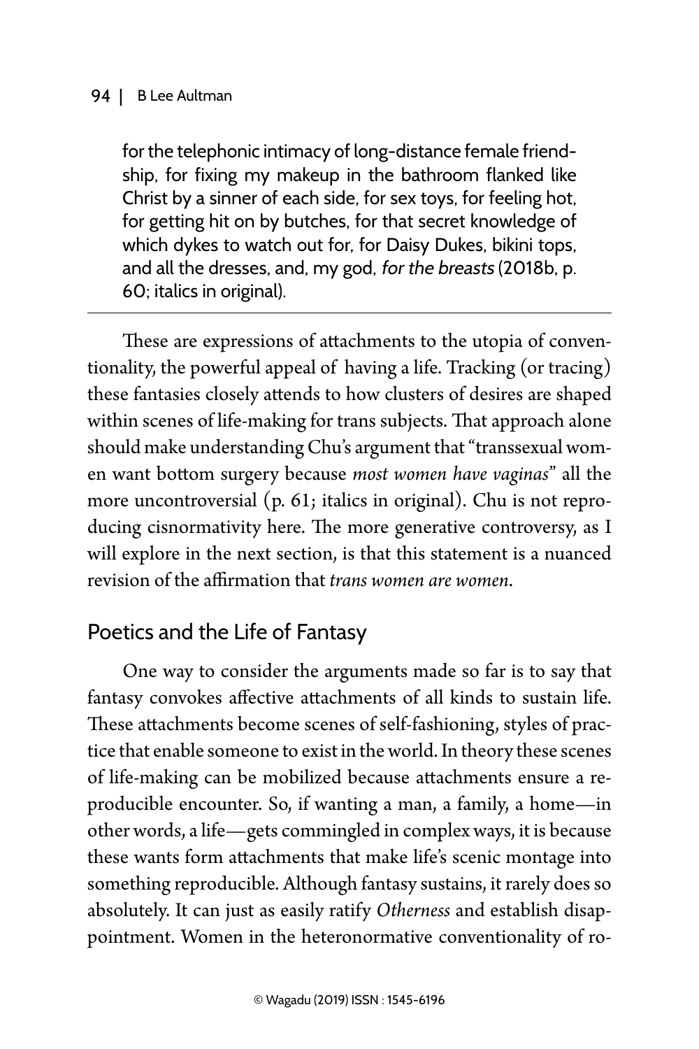for the telephonic intimacy of long-distance female friendship, for fixing my makeup in the bathroom flanked like Christ by a sinner of each side, for sex toys, for feeling hot, for getting hit on by butches, for that secret knowledge of which dykes to watch out for, for Daisy Dukes, bikini tops, and all the dresses, and, my god, *for the breasts* (2018b, p. 60; italics in original).

---

These are expressions of attachments to the utopia of conventionality, the powerful appeal of having a life. Tracking (or tracing) these fantasies closely attends to how clusters of desires are shaped within scenes of life-making for trans subjects. That approach alone should make understanding Chu's argument that "transsexual women want bottom surgery because *most women have vaginas*" all the more uncontroversial (p. 61; italics in original). Chu is not reproducing cisnormativity here. The more generative controversy, as I will explore in the next section, is that this statement is a nuanced revision of the affirmation that *trans women are women*.

## Poetics and the Life of Fantasy

One way to consider the arguments made so far is to say that fantasy convokes affective attachments of all kinds to sustain life. These attachments become scenes of self-fashioning, styles of practice that enable someone to exist in the world. In theory these scenes of life-making can be mobilized because attachments ensure a reproducible encounter. So, if wanting a man, a family, a home—in other words, a life—gets commingled in complex ways, it is because these wants form attachments that make life's scenic montage into something reproducible. Although fantasy sustains, it rarely does so absolutely. It can just as easily ratify *Otherness* and establish disappointment. Women in the heteronormative conventionality of ro-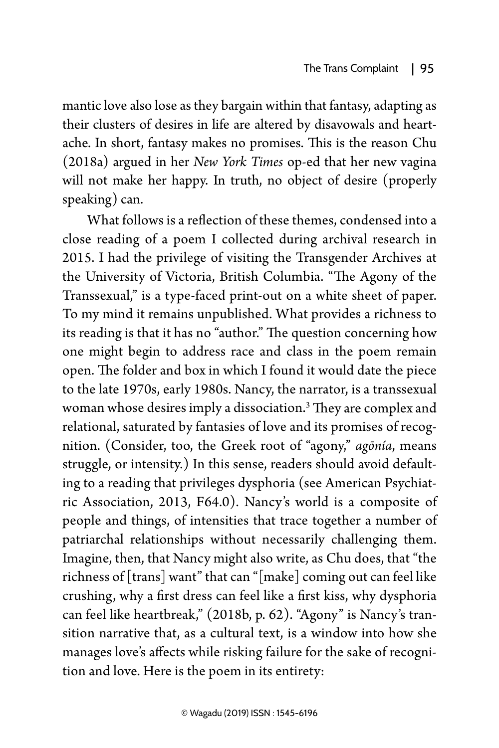mantic love also lose as they bargain within that fantasy, adapting as their clusters of desires in life are altered by disavowals and heartache. In short, fantasy makes no promises. This is the reason Chu (2018a) argued in her *New York Times* op-ed that her new vagina will not make her happy. In truth, no object of desire (properly speaking) can.

What follows is a reflection of these themes, condensed into a close reading of a poem I collected during archival research in 2015. I had the privilege of visiting the Transgender Archives at the University of Victoria, British Columbia. "The Agony of the Transsexual," is a type-faced print-out on a white sheet of paper. To my mind it remains unpublished. What provides a richness to its reading is that it has no "author." The question concerning how one might begin to address race and class in the poem remain open. The folder and box in which I found it would date the piece to the late 1970s, early 1980s. Nancy, the narrator, is a transsexual woman whose desires imply a dissociation.[3] They are complex and relational, saturated by fantasies of love and its promises of recognition. (Consider, too, the Greek root of "agony," *agōnía*, means struggle, or intensity.) In this sense, readers should avoid defaulting to a reading that privileges dysphoria (see American Psychiatric Association, 2013, F64.0). Nancy's world is a composite of people and things, of intensities that trace together a number of patriarchal relationships without necessarily challenging them. Imagine, then, that Nancy might also write, as Chu does, that "the richness of [trans] want" that can "[make] coming out can feel like crushing, why a first dress can feel like a first kiss, why dysphoria can feel like heartbreak," (2018b, p. 62). "Agony" is Nancy's transition narrative that, as a cultural text, is a window into how she manages love's affects while risking failure for the sake of recognition and love. Here is the poem in its entirety: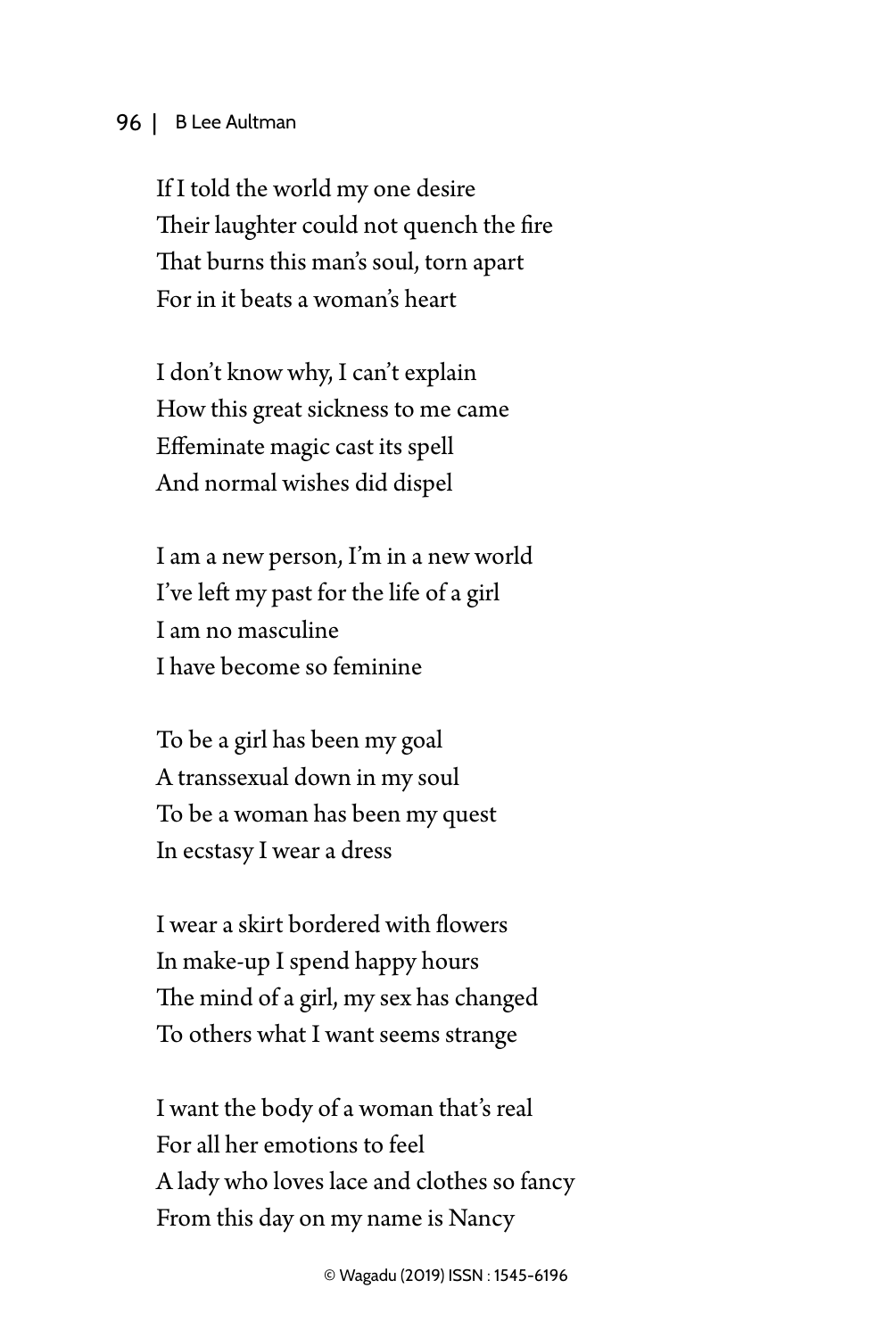If I told the world my one desire
Their laughter could not quench the fire
That burns this man's soul, torn apart
For in it beats a woman's heart

I don't know why, I can't explain
How this great sickness to me came
Effeminate magic cast its spell
And normal wishes did dispel

I am a new person, I'm in a new world
I've left my past for the life of a girl
I am no masculine
I have become so feminine

To be a girl has been my goal
A transsexual down in my soul
To be a woman has been my quest
In ecstasy I wear a dress

I wear a skirt bordered with flowers
In make-up I spend happy hours
The mind of a girl, my sex has changed
To others what I want seems strange

I want the body of a woman that's real
For all her emotions to feel
A lady who loves lace and clothes so fancy
From this day on my name is Nancy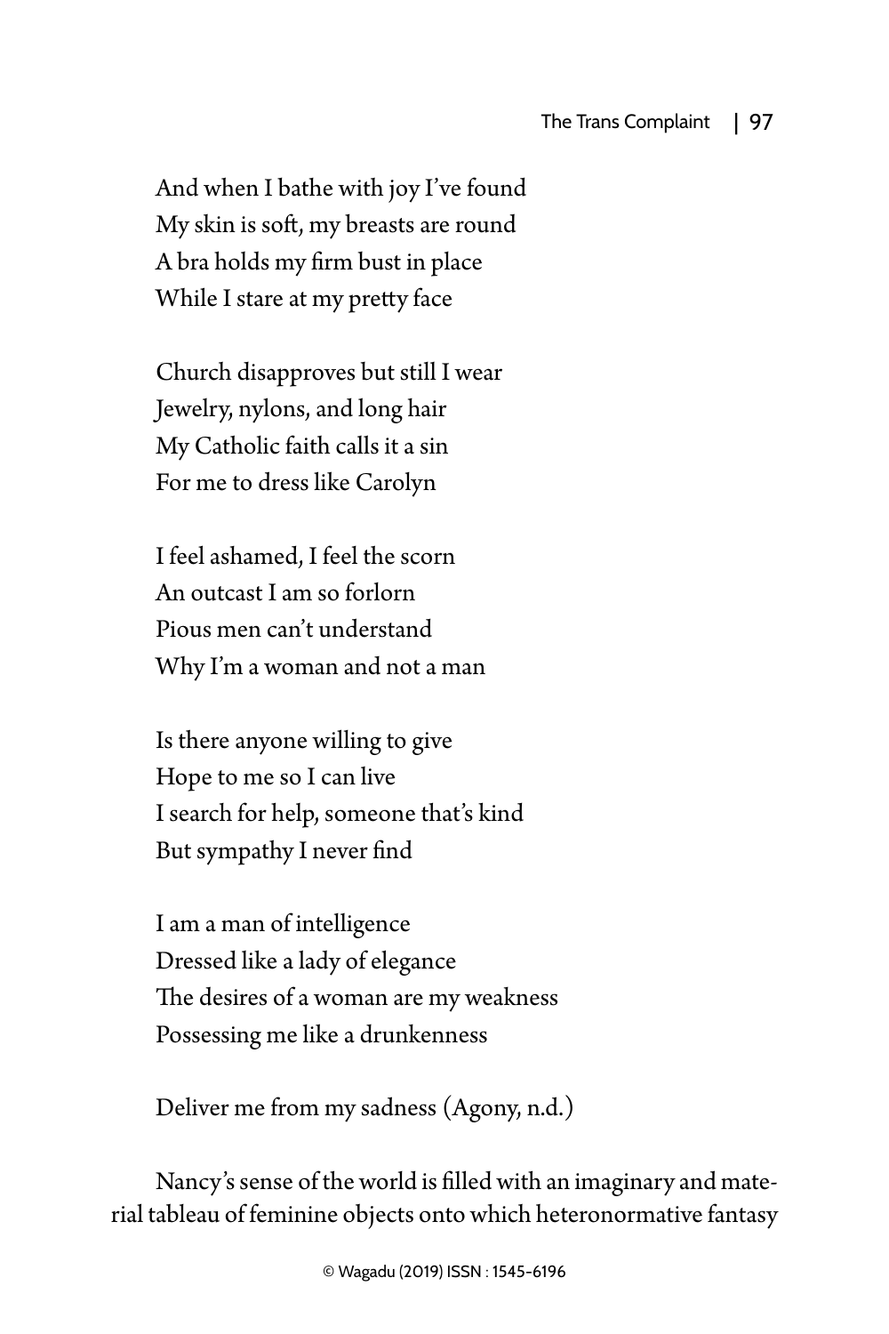And when I bathe with joy I've found  
My skin is soft, my breasts are round  
A bra holds my firm bust in place  
While I stare at my pretty face

Church disapproves but still I wear  
Jewelry, nylons, and long hair  
My Catholic faith calls it a sin  
For me to dress like Carolyn

I feel ashamed, I feel the scorn  
An outcast I am so forlorn  
Pious men can't understand  
Why I'm a woman and not a man

Is there anyone willing to give  
Hope to me so I can live  
I search for help, someone that's kind  
But sympathy I never find

I am a man of intelligence  
Dressed like a lady of elegance  
The desires of a woman are my weakness  
Possessing me like a drunkenness

Deliver me from my sadness (Agony, n.d.)

Nancy's sense of the world is filled with an imaginary and material tableau of feminine objects onto which heteronormative fantasy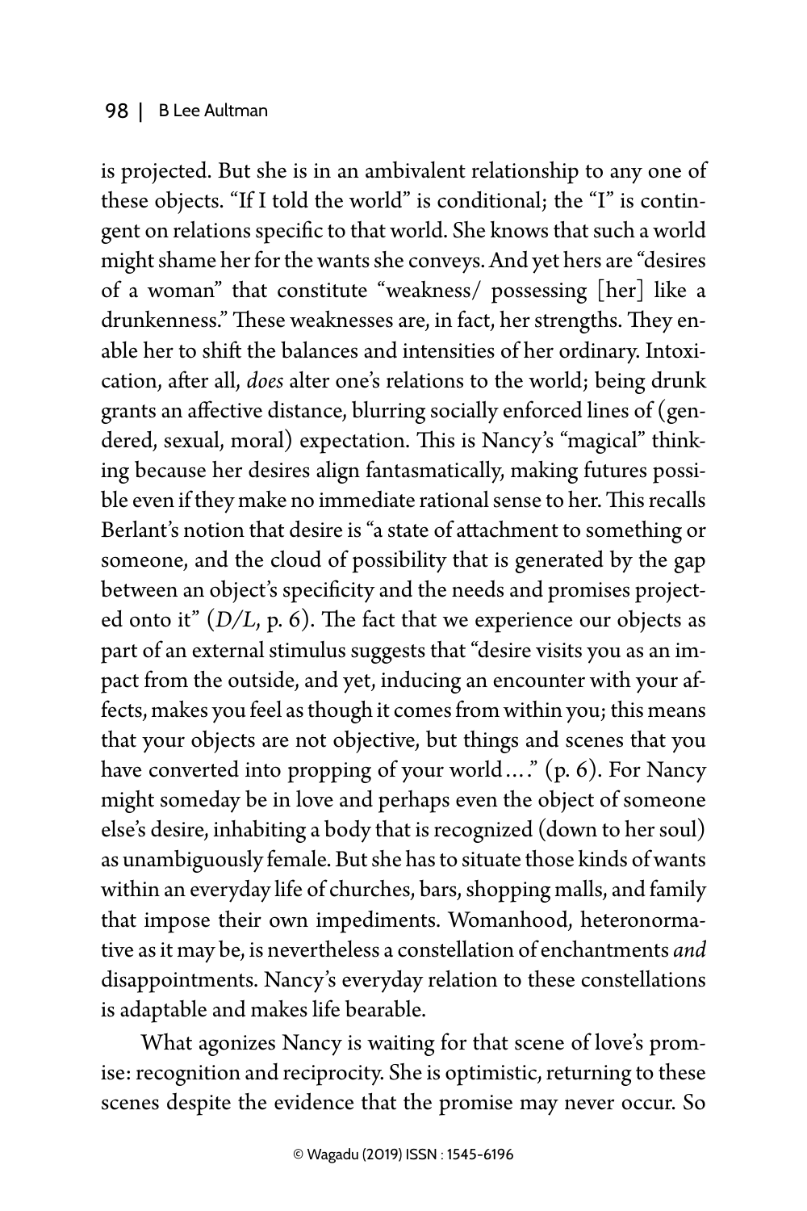is projected. But she is in an ambivalent relationship to any one of these objects. "If I told the world" is conditional; the "I" is contingent on relations specific to that world. She knows that such a world might shame her for the wants she conveys. And yet hers are "desires of a woman" that constitute "weakness/ possessing [her] like a drunkenness." These weaknesses are, in fact, her strengths. They enable her to shift the balances and intensities of her ordinary. Intoxication, after all, *does* alter one's relations to the world; being drunk grants an affective distance, blurring socially enforced lines of (gendered, sexual, moral) expectation. This is Nancy's "magical" thinking because her desires align fantasmatically, making futures possible even if they make no immediate rational sense to her. This recalls Berlant's notion that desire is "a state of attachment to something or someone, and the cloud of possibility that is generated by the gap between an object's specificity and the needs and promises projected onto it" (*D/L*, p. 6). The fact that we experience our objects as part of an external stimulus suggests that "desire visits you as an impact from the outside, and yet, inducing an encounter with your affects, makes you feel as though it comes from within you; this means that your objects are not objective, but things and scenes that you have converted into propping of your world…." (p. 6). For Nancy might someday be in love and perhaps even the object of someone else's desire, inhabiting a body that is recognized (down to her soul) as unambiguously female. But she has to situate those kinds of wants within an everyday life of churches, bars, shopping malls, and family that impose their own impediments. Womanhood, heteronormative as it may be, is nevertheless a constellation of enchantments *and* disappointments. Nancy's everyday relation to these constellations is adaptable and makes life bearable.

What agonizes Nancy is waiting for that scene of love's promise: recognition and reciprocity. She is optimistic, returning to these scenes despite the evidence that the promise may never occur. So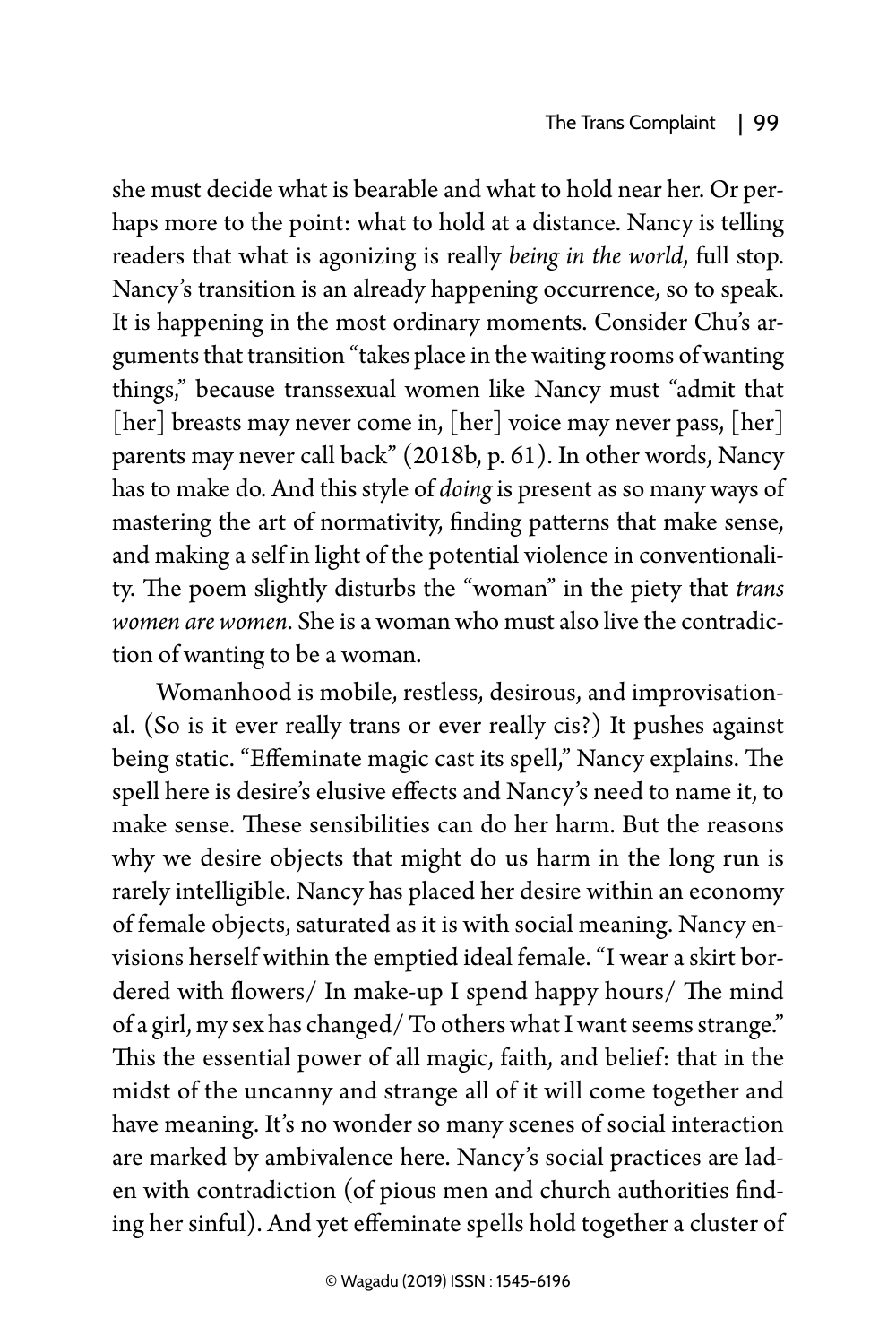she must decide what is bearable and what to hold near her. Or perhaps more to the point: what to hold at a distance. Nancy is telling readers that what is agonizing is really *being in the world*, full stop. Nancy's transition is an already happening occurrence, so to speak. It is happening in the most ordinary moments. Consider Chu's arguments that transition "takes place in the waiting rooms of wanting things," because transsexual women like Nancy must "admit that [her] breasts may never come in, [her] voice may never pass, [her] parents may never call back" (2018b, p. 61). In other words, Nancy has to make do. And this style of *doing* is present as so many ways of mastering the art of normativity, finding patterns that make sense, and making a self in light of the potential violence in conventionality. The poem slightly disturbs the "woman" in the piety that *trans women are women*. She is a woman who must also live the contradiction of wanting to be a woman.

Womanhood is mobile, restless, desirous, and improvisational. (So is it ever really trans or ever really cis?) It pushes against being static. "Effeminate magic cast its spell," Nancy explains. The spell here is desire's elusive effects and Nancy's need to name it, to make sense. These sensibilities can do her harm. But the reasons why we desire objects that might do us harm in the long run is rarely intelligible. Nancy has placed her desire within an economy of female objects, saturated as it is with social meaning. Nancy envisions herself within the emptied ideal female. "I wear a skirt bordered with flowers/ In make-up I spend happy hours/ The mind of a girl, my sex has changed/ To others what I want seems strange." This the essential power of all magic, faith, and belief: that in the midst of the uncanny and strange all of it will come together and have meaning. It's no wonder so many scenes of social interaction are marked by ambivalence here. Nancy's social practices are laden with contradiction (of pious men and church authorities finding her sinful). And yet effeminate spells hold together a cluster of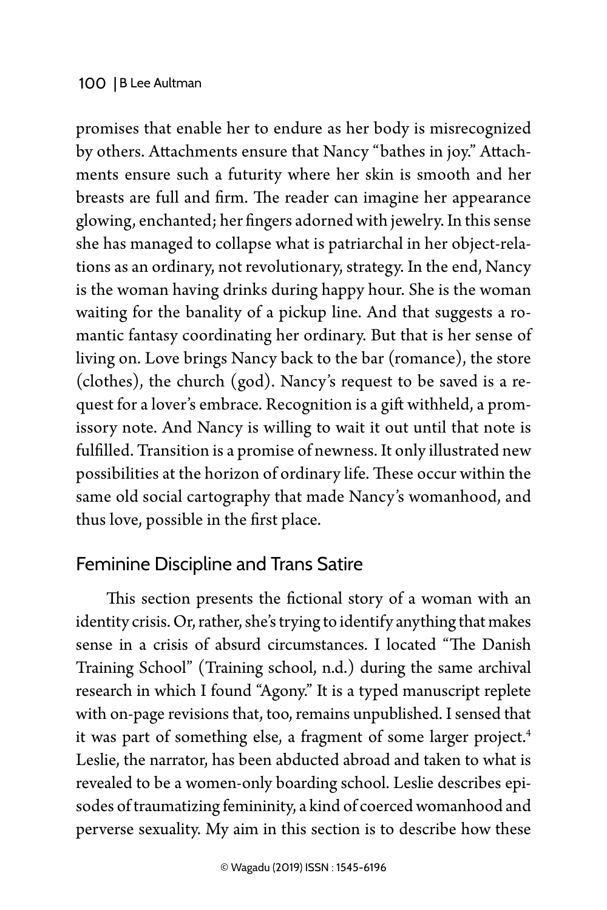promises that enable her to endure as her body is misrecognized by others. Attachments ensure that Nancy "bathes in joy." Attachments ensure such a futurity where her skin is smooth and her breasts are full and firm. The reader can imagine her appearance glowing, enchanted; her fingers adorned with jewelry. In this sense she has managed to collapse what is patriarchal in her object-relations as an ordinary, not revolutionary, strategy. In the end, Nancy is the woman having drinks during happy hour. She is the woman waiting for the banality of a pickup line. And that suggests a romantic fantasy coordinating her ordinary. But that is her sense of living on. Love brings Nancy back to the bar (romance), the store (clothes), the church (god). Nancy's request to be saved is a request for a lover's embrace. Recognition is a gift withheld, a promissory note. And Nancy is willing to wait it out until that note is fulfilled. Transition is a promise of newness. It only illustrated new possibilities at the horizon of ordinary life. These occur within the same old social cartography that made Nancy's womanhood, and thus love, possible in the first place.

## Feminine Discipline and Trans Satire

This section presents the fictional story of a woman with an identity crisis. Or, rather, she's trying to identify anything that makes sense in a crisis of absurd circumstances. I located "The Danish Training School" (Training school, n.d.) during the same archival research in which I found "Agony." It is a typed manuscript replete with on-page revisions that, too, remains unpublished. I sensed that it was part of something else, a fragment of some larger project.[4] Leslie, the narrator, has been abducted abroad and taken to what is revealed to be a women-only boarding school. Leslie describes episodes of traumatizing femininity, a kind of coerced womanhood and perverse sexuality. My aim in this section is to describe how these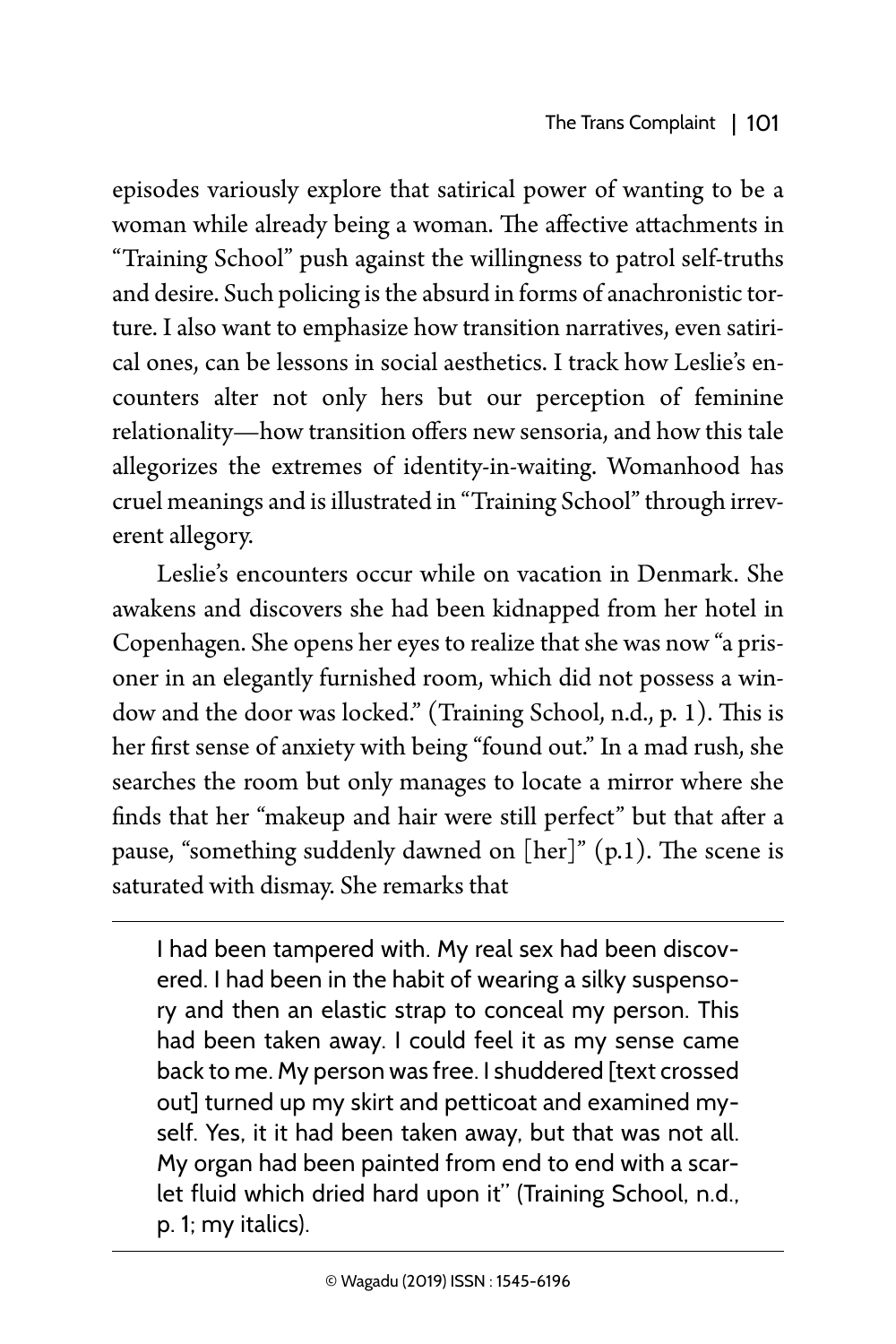episodes variously explore that satirical power of wanting to be a woman while already being a woman. The affective attachments in "Training School" push against the willingness to patrol self-truths and desire. Such policing is the absurd in forms of anachronistic torture. I also want to emphasize how transition narratives, even satirical ones, can be lessons in social aesthetics. I track how Leslie's encounters alter not only hers but our perception of feminine relationality—how transition offers new sensoria, and how this tale allegorizes the extremes of identity-in-waiting. Womanhood has cruel meanings and is illustrated in "Training School" through irreverent allegory.

Leslie's encounters occur while on vacation in Denmark. She awakens and discovers she had been kidnapped from her hotel in Copenhagen. She opens her eyes to realize that she was now "a prisoner in an elegantly furnished room, which did not possess a window and the door was locked." (Training School, n.d., p. 1). This is her first sense of anxiety with being "found out." In a mad rush, she searches the room but only manages to locate a mirror where she finds that her "makeup and hair were still perfect" but that after a pause, "something suddenly dawned on [her]" (p.1). The scene is saturated with dismay. She remarks that

> I had been tampered with. My real sex had been discovered. I had been in the habit of wearing a silky suspensory and then an elastic strap to conceal my person. This had been taken away. I could feel it as my sense came back to me. My person was free. I shuddered [text crossed out] turned up my skirt and petticoat and examined myself. Yes, it it had been taken away, but that was not all. My organ had been painted from end to end with a scarlet fluid which dried hard upon it" (Training School, n.d., p. 1; my italics).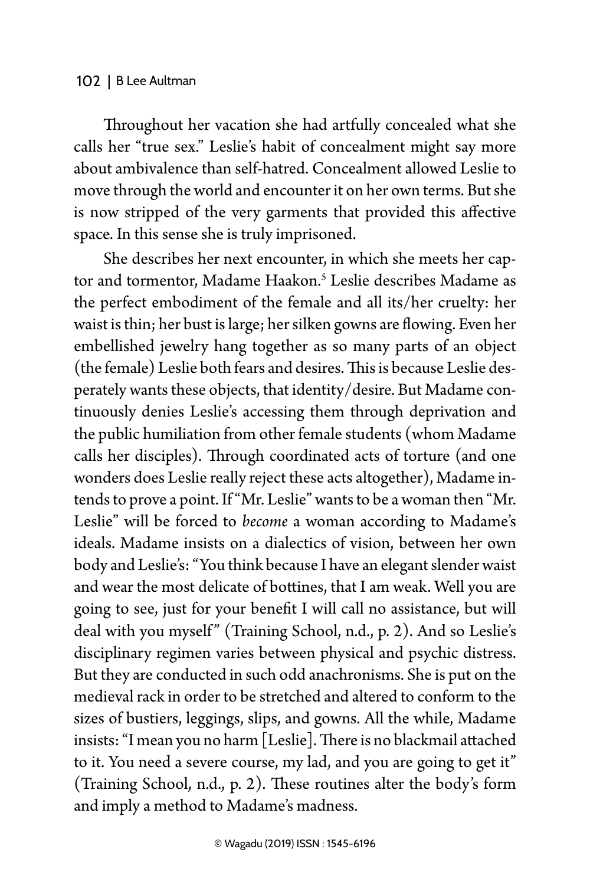Throughout her vacation she had artfully concealed what she calls her "true sex." Leslie's habit of concealment might say more about ambivalence than self-hatred. Concealment allowed Leslie to move through the world and encounter it on her own terms. But she is now stripped of the very garments that provided this affective space. In this sense she is truly imprisoned.

She describes her next encounter, in which she meets her captor and tormentor, Madame Haakon.[5] Leslie describes Madame as the perfect embodiment of the female and all its/her cruelty: her waist is thin; her bust is large; her silken gowns are flowing. Even her embellished jewelry hang together as so many parts of an object (the female) Leslie both fears and desires. This is because Leslie desperately wants these objects, that identity/desire. But Madame continuously denies Leslie's accessing them through deprivation and the public humiliation from other female students (whom Madame calls her disciples). Through coordinated acts of torture (and one wonders does Leslie really reject these acts altogether), Madame intends to prove a point. If "Mr. Leslie" wants to be a woman then "Mr. Leslie" will be forced to *become* a woman according to Madame's ideals. Madame insists on a dialectics of vision, between her own body and Leslie's: "You think because I have an elegant slender waist and wear the most delicate of bottines, that I am weak. Well you are going to see, just for your benefit I will call no assistance, but will deal with you myself" (Training School, n.d., p. 2). And so Leslie's disciplinary regimen varies between physical and psychic distress. But they are conducted in such odd anachronisms. She is put on the medieval rack in order to be stretched and altered to conform to the sizes of bustiers, leggings, slips, and gowns. All the while, Madame insists: "I mean you no harm [Leslie]. There is no blackmail attached to it. You need a severe course, my lad, and you are going to get it" (Training School, n.d., p. 2). These routines alter the body's form and imply a method to Madame's madness.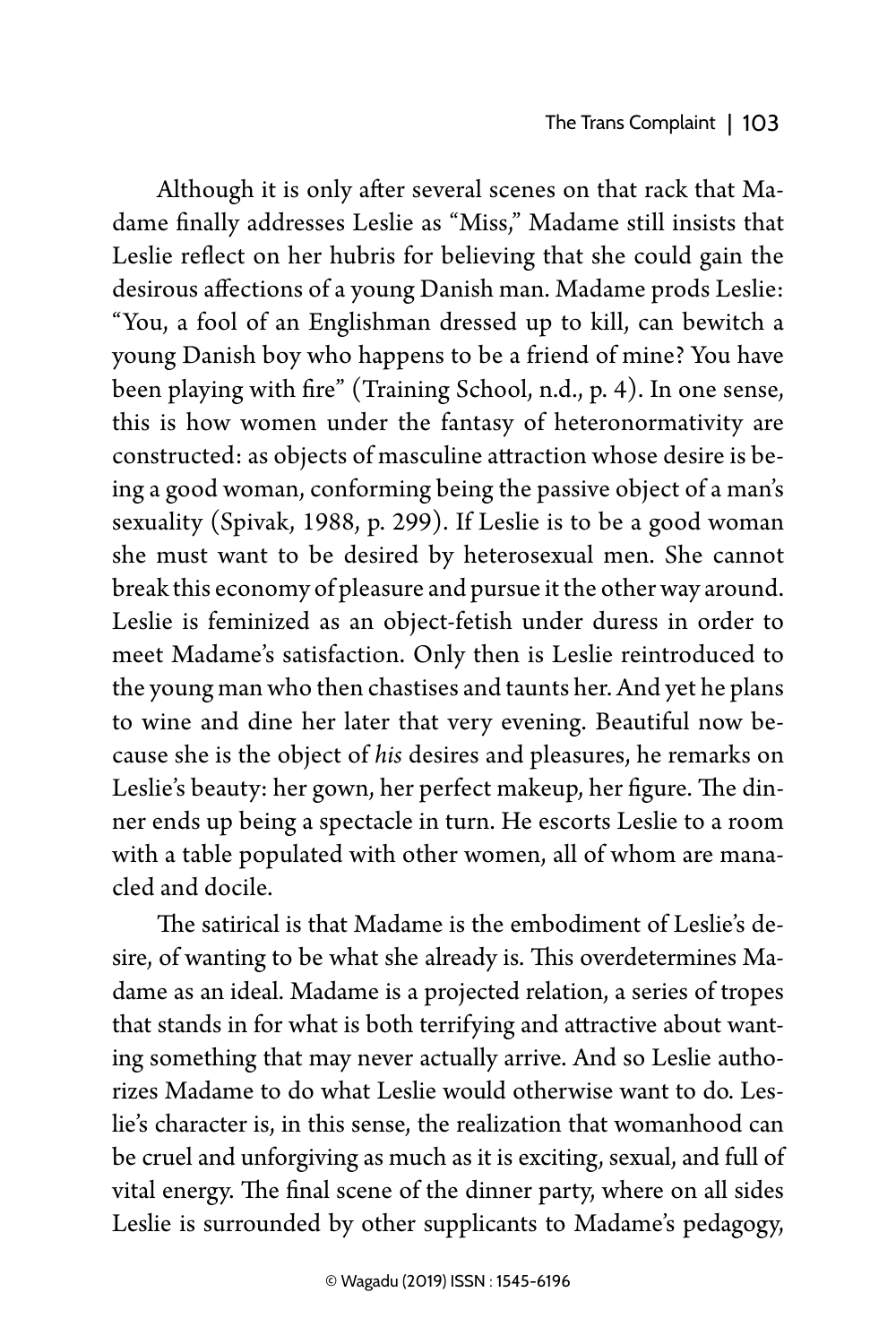Although it is only after several scenes on that rack that Madame finally addresses Leslie as "Miss," Madame still insists that Leslie reflect on her hubris for believing that she could gain the desirous affections of a young Danish man. Madame prods Leslie: "You, a fool of an Englishman dressed up to kill, can bewitch a young Danish boy who happens to be a friend of mine? You have been playing with fire" (Training School, n.d., p. 4). In one sense, this is how women under the fantasy of heteronormativity are constructed: as objects of masculine attraction whose desire is being a good woman, conforming being the passive object of a man's sexuality (Spivak, 1988, p. 299). If Leslie is to be a good woman she must want to be desired by heterosexual men. She cannot break this economy of pleasure and pursue it the other way around. Leslie is feminized as an object-fetish under duress in order to meet Madame's satisfaction. Only then is Leslie reintroduced to the young man who then chastises and taunts her. And yet he plans to wine and dine her later that very evening. Beautiful now because she is the object of *his* desires and pleasures, he remarks on Leslie's beauty: her gown, her perfect makeup, her figure. The dinner ends up being a spectacle in turn. He escorts Leslie to a room with a table populated with other women, all of whom are manacled and docile.

The satirical is that Madame is the embodiment of Leslie's desire, of wanting to be what she already is. This overdetermines Madame as an ideal. Madame is a projected relation, a series of tropes that stands in for what is both terrifying and attractive about wanting something that may never actually arrive. And so Leslie authorizes Madame to do what Leslie would otherwise want to do. Leslie's character is, in this sense, the realization that womanhood can be cruel and unforgiving as much as it is exciting, sexual, and full of vital energy. The final scene of the dinner party, where on all sides Leslie is surrounded by other supplicants to Madame's pedagogy,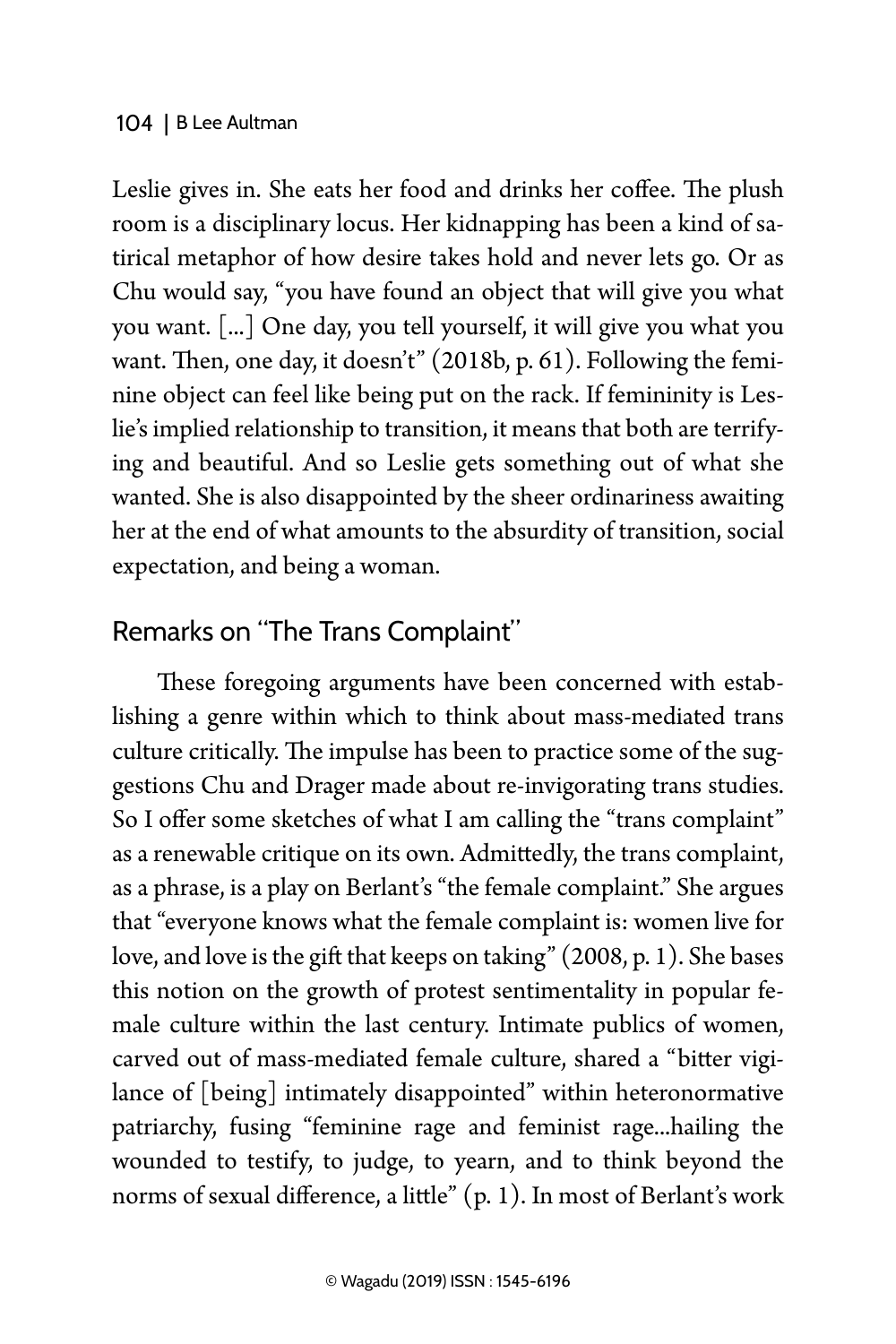Leslie gives in. She eats her food and drinks her coffee. The plush room is a disciplinary locus. Her kidnapping has been a kind of satirical metaphor of how desire takes hold and never lets go. Or as Chu would say, "you have found an object that will give you what you want. [...] One day, you tell yourself, it will give you what you want. Then, one day, it doesn't" (2018b, p. 61). Following the feminine object can feel like being put on the rack. If femininity is Leslie's implied relationship to transition, it means that both are terrifying and beautiful. And so Leslie gets something out of what she wanted. She is also disappointed by the sheer ordinariness awaiting her at the end of what amounts to the absurdity of transition, social expectation, and being a woman.

## Remarks on "The Trans Complaint"

These foregoing arguments have been concerned with establishing a genre within which to think about mass-mediated trans culture critically. The impulse has been to practice some of the suggestions Chu and Drager made about re-invigorating trans studies. So I offer some sketches of what I am calling the "trans complaint" as a renewable critique on its own. Admittedly, the trans complaint, as a phrase, is a play on Berlant's "the female complaint." She argues that "everyone knows what the female complaint is: women live for love, and love is the gift that keeps on taking" (2008, p. 1). She bases this notion on the growth of protest sentimentality in popular female culture within the last century. Intimate publics of women, carved out of mass-mediated female culture, shared a "bitter vigilance of [being] intimately disappointed" within heteronormative patriarchy, fusing "feminine rage and feminist rage...hailing the wounded to testify, to judge, to yearn, and to think beyond the norms of sexual difference, a little" (p. 1). In most of Berlant's work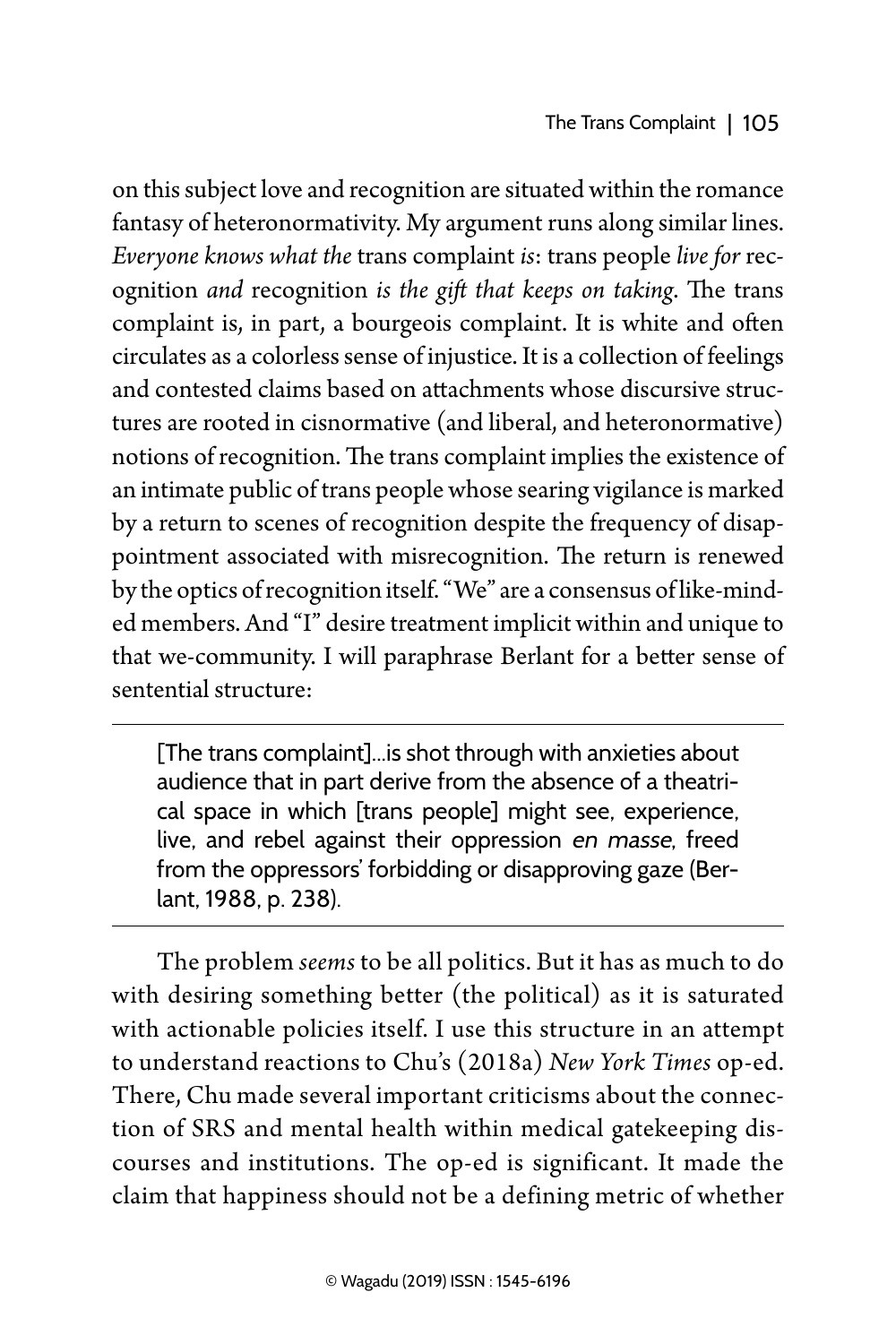on this subject love and recognition are situated within the romance fantasy of heteronormativity. My argument runs along similar lines. *Everyone knows what the* trans complaint *is*: trans people *live for* recognition *and* recognition *is the gift that keeps on taking*. The trans complaint is, in part, a bourgeois complaint. It is white and often circulates as a colorless sense of injustice. It is a collection of feelings and contested claims based on attachments whose discursive structures are rooted in cisnormative (and liberal, and heteronormative) notions of recognition. The trans complaint implies the existence of an intimate public of trans people whose searing vigilance is marked by a return to scenes of recognition despite the frequency of disappointment associated with misrecognition. The return is renewed by the optics of recognition itself. "We" are a consensus of like-minded members. And "I" desire treatment implicit within and unique to that we-community. I will paraphrase Berlant for a better sense of sentential structure:

> [The trans complaint]...is shot through with anxieties about audience that in part derive from the absence of a theatrical space in which [trans people] might see, experience, live, and rebel against their oppression *en masse*, freed from the oppressors' forbidding or disapproving gaze (Berlant, 1988, p. 238).

The problem *seems* to be all politics. But it has as much to do with desiring something better (the political) as it is saturated with actionable policies itself. I use this structure in an attempt to understand reactions to Chu's (2018a) *New York Times* op-ed. There, Chu made several important criticisms about the connection of SRS and mental health within medical gatekeeping discourses and institutions. The op-ed is significant. It made the claim that happiness should not be a defining metric of whether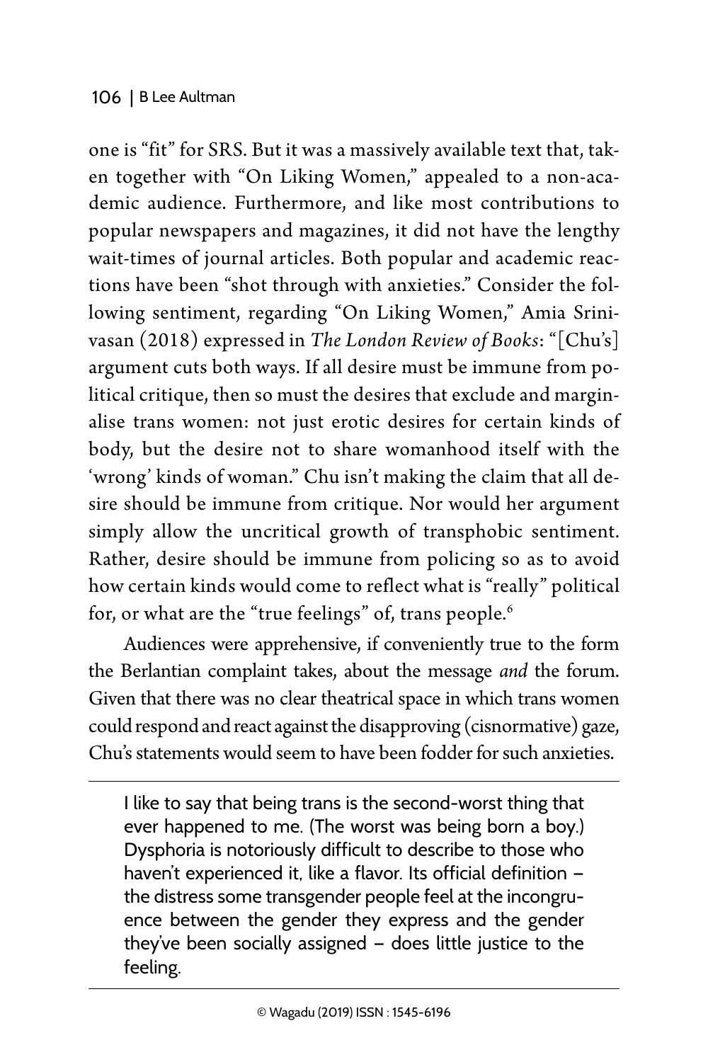one is "fit" for SRS. But it was a massively available text that, taken together with "On Liking Women," appealed to a non-academic audience. Furthermore, and like most contributions to popular newspapers and magazines, it did not have the lengthy wait-times of journal articles. Both popular and academic reactions have been "shot through with anxieties." Consider the following sentiment, regarding "On Liking Women," Amia Srinivasan (2018) expressed in *The London Review of Books*: "[Chu's] argument cuts both ways. If all desire must be immune from political critique, then so must the desires that exclude and marginalise trans women: not just erotic desires for certain kinds of body, but the desire not to share womanhood itself with the 'wrong' kinds of woman." Chu isn't making the claim that all desire should be immune from critique. Nor would her argument simply allow the uncritical growth of transphobic sentiment. Rather, desire should be immune from policing so as to avoid how certain kinds would come to reflect what is "really" political for, or what are the "true feelings" of, trans people.[6]

Audiences were apprehensive, if conveniently true to the form the Berlantian complaint takes, about the message *and* the forum. Given that there was no clear theatrical space in which trans women could respond and react against the disapproving (cisnormative) gaze, Chu's statements would seem to have been fodder for such anxieties.

> I like to say that being trans is the second-worst thing that ever happened to me. (The worst was being born a boy.) Dysphoria is notoriously difficult to describe to those who haven't experienced it, like a flavor. Its official definition – the distress some transgender people feel at the incongruence between the gender they express and the gender they've been socially assigned – does little justice to the feeling.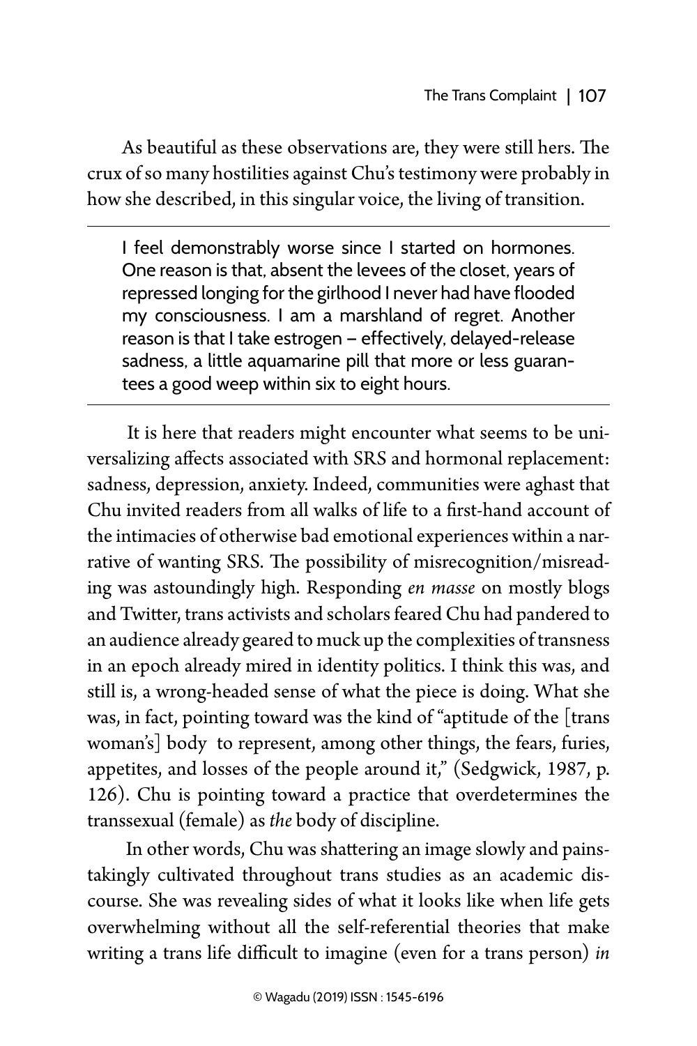As beautiful as these observations are, they were still hers. The crux of so many hostilities against Chu's testimony were probably in how she described, in this singular voice, the living of transition.

> I feel demonstrably worse since I started on hormones. One reason is that, absent the levees of the closet, years of repressed longing for the girlhood I never had have flooded my consciousness. I am a marshland of regret. Another reason is that I take estrogen – effectively, delayed-release sadness, a little aquamarine pill that more or less guarantees a good weep within six to eight hours.

It is here that readers might encounter what seems to be universalizing affects associated with SRS and hormonal replacement: sadness, depression, anxiety. Indeed, communities were aghast that Chu invited readers from all walks of life to a first-hand account of the intimacies of otherwise bad emotional experiences within a narrative of wanting SRS. The possibility of misrecognition/misreading was astoundingly high. Responding *en masse* on mostly blogs and Twitter, trans activists and scholars feared Chu had pandered to an audience already geared to muck up the complexities of transness in an epoch already mired in identity politics. I think this was, and still is, a wrong-headed sense of what the piece is doing. What she was, in fact, pointing toward was the kind of "aptitude of the [trans woman's] body to represent, among other things, the fears, furies, appetites, and losses of the people around it," (Sedgwick, 1987, p. 126). Chu is pointing toward a practice that overdetermines the transsexual (female) as *the* body of discipline.

In other words, Chu was shattering an image slowly and painstakingly cultivated throughout trans studies as an academic discourse. She was revealing sides of what it looks like when life gets overwhelming without all the self-referential theories that make writing a trans life difficult to imagine (even for a trans person) *in*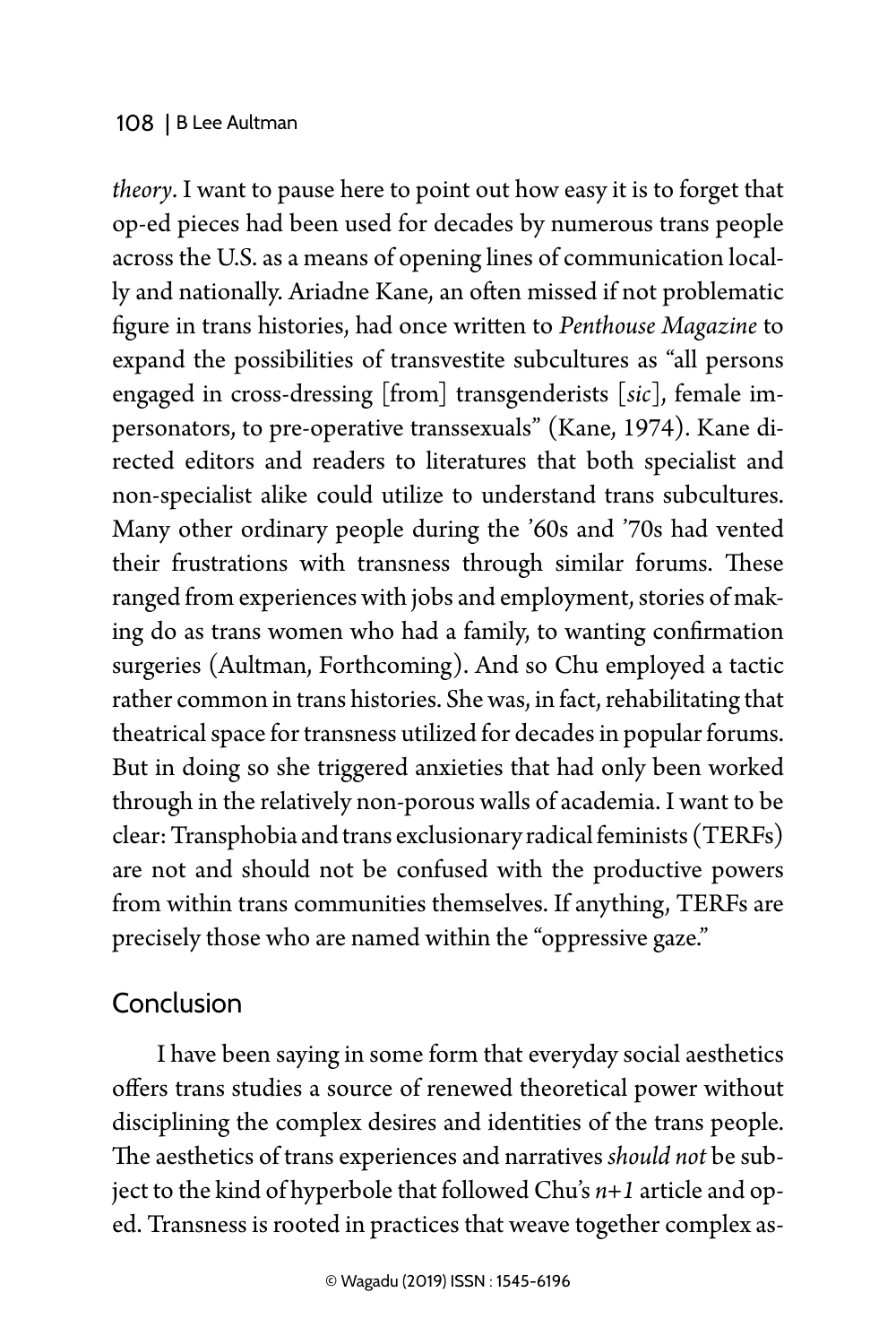*theory*. I want to pause here to point out how easy it is to forget that op-ed pieces had been used for decades by numerous trans people across the U.S. as a means of opening lines of communication locally and nationally. Ariadne Kane, an often missed if not problematic figure in trans histories, had once written to *Penthouse Magazine* to expand the possibilities of transvestite subcultures as "all persons engaged in cross-dressing [from] transgenderists [*sic*], female impersonators, to pre-operative transsexuals" (Kane, 1974). Kane directed editors and readers to literatures that both specialist and non-specialist alike could utilize to understand trans subcultures. Many other ordinary people during the '60s and '70s had vented their frustrations with transness through similar forums. These ranged from experiences with jobs and employment, stories of making do as trans women who had a family, to wanting confirmation surgeries (Aultman, Forthcoming). And so Chu employed a tactic rather common in trans histories. She was, in fact, rehabilitating that theatrical space for transness utilized for decades in popular forums. But in doing so she triggered anxieties that had only been worked through in the relatively non-porous walls of academia. I want to be clear: Transphobia and trans exclusionary radical feminists (TERFs) are not and should not be confused with the productive powers from within trans communities themselves. If anything, TERFs are precisely those who are named within the "oppressive gaze."

## Conclusion

I have been saying in some form that everyday social aesthetics offers trans studies a source of renewed theoretical power without disciplining the complex desires and identities of the trans people. The aesthetics of trans experiences and narratives *should not* be subject to the kind of hyperbole that followed Chu's *n+1* article and op-ed. Transness is rooted in practices that weave together complex as-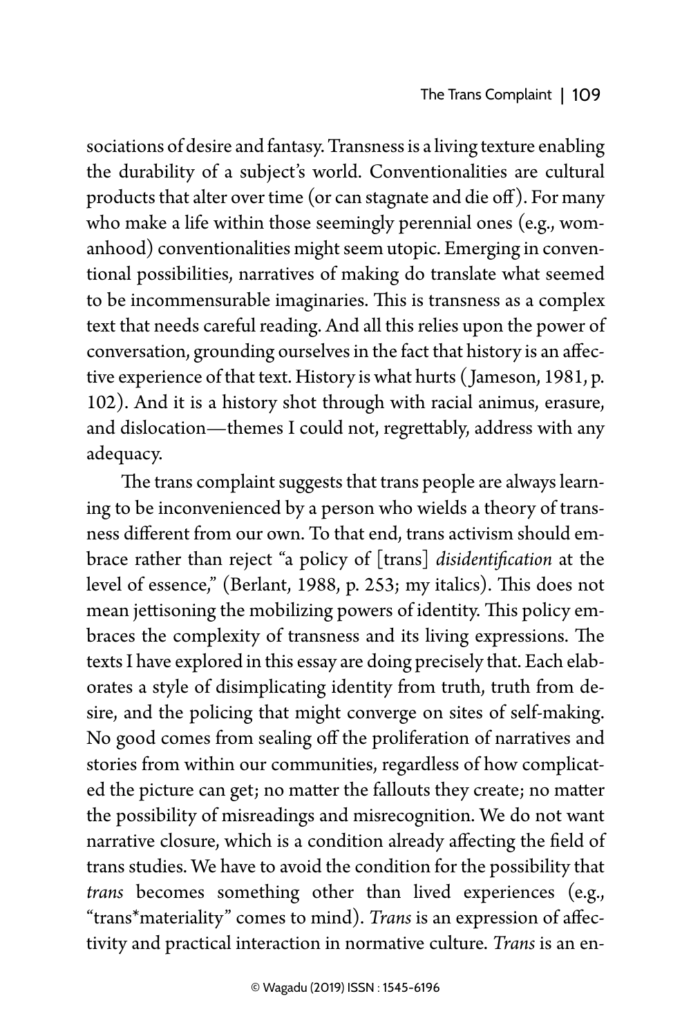sociations of desire and fantasy. Transness is a living texture enabling the durability of a subject's world. Conventionalities are cultural products that alter over time (or can stagnate and die off). For many who make a life within those seemingly perennial ones (e.g., womanhood) conventionalities might seem utopic. Emerging in conventional possibilities, narratives of making do translate what seemed to be incommensurable imaginaries. This is transness as a complex text that needs careful reading. And all this relies upon the power of conversation, grounding ourselves in the fact that history is an affective experience of that text. History is what hurts (Jameson, 1981, p. 102). And it is a history shot through with racial animus, erasure, and dislocation—themes I could not, regrettably, address with any adequacy.

The trans complaint suggests that trans people are always learning to be inconvenienced by a person who wields a theory of transness different from our own. To that end, trans activism should embrace rather than reject "a policy of [trans] *disidentification* at the level of essence," (Berlant, 1988, p. 253; my italics). This does not mean jettisoning the mobilizing powers of identity. This policy embraces the complexity of transness and its living expressions. The texts I have explored in this essay are doing precisely that. Each elaborates a style of disimplicating identity from truth, truth from desire, and the policing that might converge on sites of self-making. No good comes from sealing off the proliferation of narratives and stories from within our communities, regardless of how complicated the picture can get; no matter the fallouts they create; no matter the possibility of misreadings and misrecognition. We do not want narrative closure, which is a condition already affecting the field of trans studies. We have to avoid the condition for the possibility that *trans* becomes something other than lived experiences (e.g., "trans*materiality" comes to mind). *Trans* is an expression of affectivity and practical interaction in normative culture. *Trans* is an en-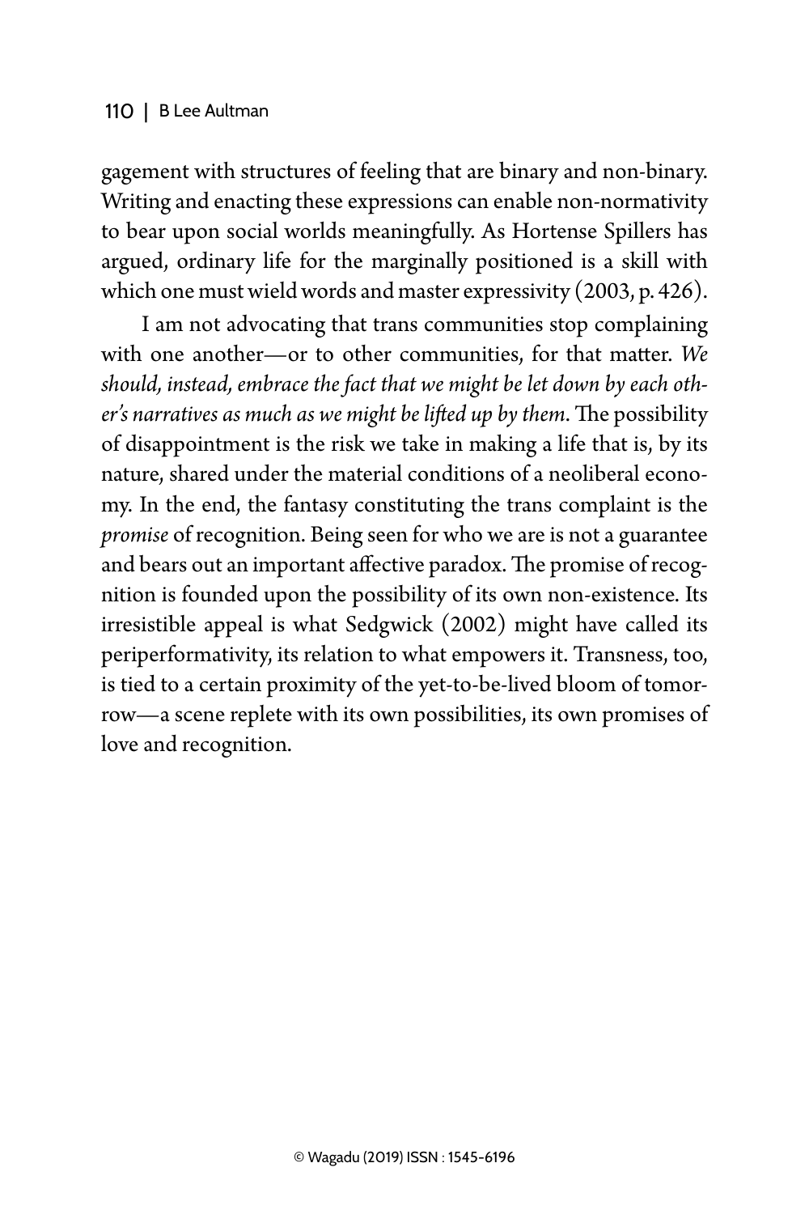gagement with structures of feeling that are binary and non-binary. Writing and enacting these expressions can enable non-normativity to bear upon social worlds meaningfully. As Hortense Spillers has argued, ordinary life for the marginally positioned is a skill with which one must wield words and master expressivity (2003, p. 426).

I am not advocating that trans communities stop complaining with one another—or to other communities, for that matter. *We should, instead, embrace the fact that we might be let down by each other's narratives as much as we might be lifted up by them*. The possibility of disappointment is the risk we take in making a life that is, by its nature, shared under the material conditions of a neoliberal economy. In the end, the fantasy constituting the trans complaint is the *promise* of recognition. Being seen for who we are is not a guarantee and bears out an important affective paradox. The promise of recognition is founded upon the possibility of its own non-existence. Its irresistible appeal is what Sedgwick (2002) might have called its periperformativity, its relation to what empowers it. Transness, too, is tied to a certain proximity of the yet-to-be-lived bloom of tomorrow—a scene replete with its own possibilities, its own promises of love and recognition.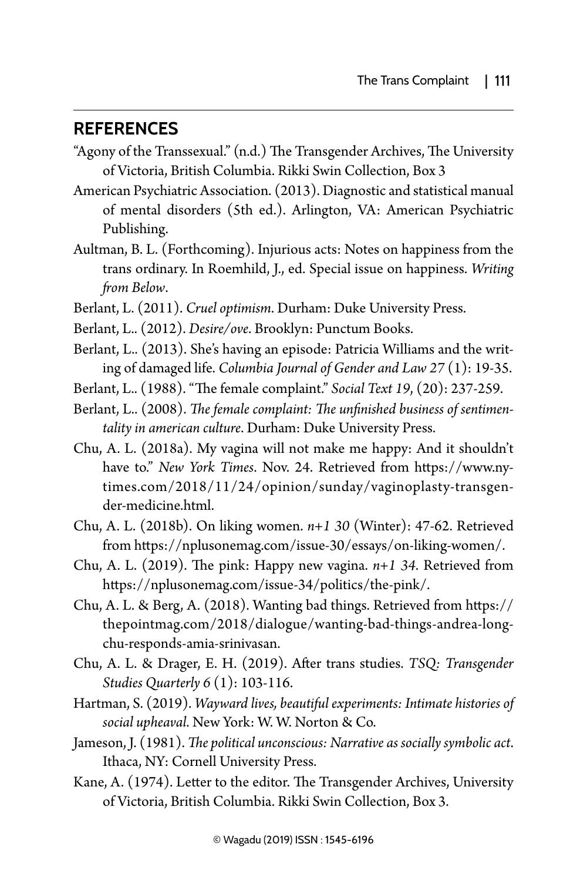## REFERENCES

"Agony of the Transsexual." (n.d.) The Transgender Archives, The University of Victoria, British Columbia. Rikki Swin Collection, Box 3

American Psychiatric Association. (2013). Diagnostic and statistical manual of mental disorders (5th ed.). Arlington, VA: American Psychiatric Publishing.

Aultman, B. L. (Forthcoming). Injurious acts: Notes on happiness from the trans ordinary. In Roemhild, J., ed. Special issue on happiness. *Writing from Below*.

Berlant, L. (2011). *Cruel optimism*. Durham: Duke University Press.

Berlant, L.. (2012). *Desire/ove*. Brooklyn: Punctum Books.

Berlant, L.. (2013). She's having an episode: Patricia Williams and the writing of damaged life. *Columbia Journal of Gender and Law 27* (1): 19-35.

Berlant, L.. (1988). "The female complaint." *Social Text 19*, (20): 237-259.

Berlant, L.. (2008). *The female complaint: The unfinished business of sentimentality in american culture*. Durham: Duke University Press.

Chu, A. L. (2018a). My vagina will not make me happy: And it shouldn't have to." *New York Times*. Nov. 24. Retrieved from https://www.nytimes.com/2018/11/24/opinion/sunday/vaginoplasty-transgender-medicine.html.

Chu, A. L. (2018b). On liking women. *n+1 30* (Winter): 47-62. Retrieved from https://nplusonemag.com/issue-30/essays/on-liking-women/.

Chu, A. L. (2019). The pink: Happy new vagina. *n+1 34*. Retrieved from https://nplusonemag.com/issue-34/politics/the-pink/.

Chu, A. L. & Berg, A. (2018). Wanting bad things. Retrieved from https://thepointmag.com/2018/dialogue/wanting-bad-things-andrea-long-chu-responds-amia-srinivasan.

Chu, A. L. & Drager, E. H. (2019). After trans studies. *TSQ: Transgender Studies Quarterly 6* (1): 103-116.

Hartman, S. (2019). *Wayward lives, beautiful experiments: Intimate histories of social upheaval*. New York: W. W. Norton & Co.

Jameson, J. (1981). *The political unconscious: Narrative as socially symbolic act*. Ithaca, NY: Cornell University Press.

Kane, A. (1974). Letter to the editor. The Transgender Archives, University of Victoria, British Columbia. Rikki Swin Collection, Box 3.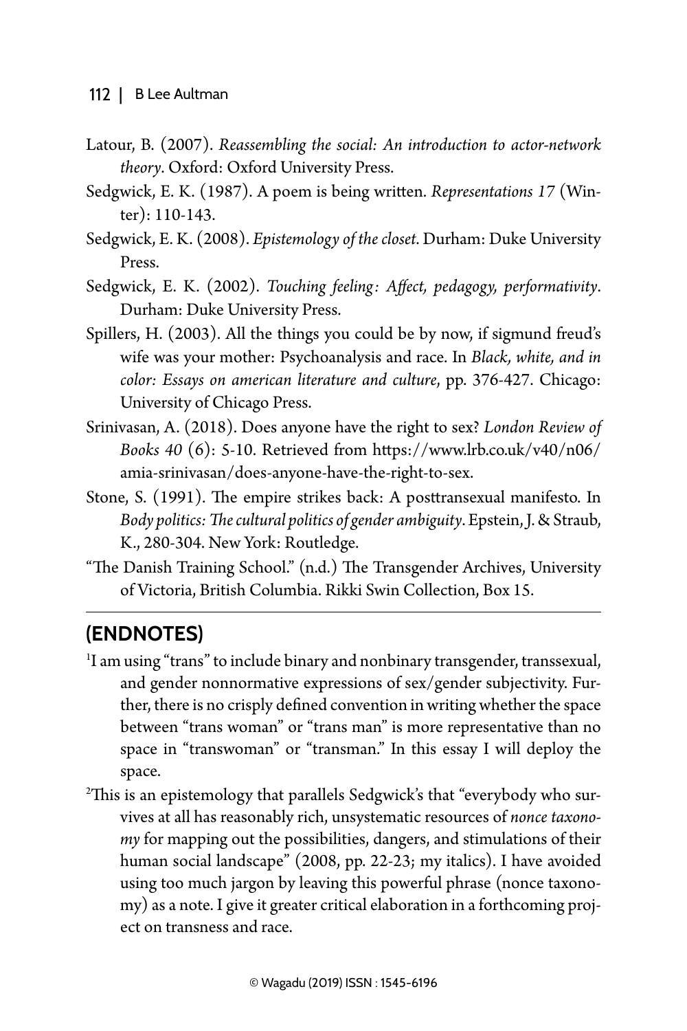Latour, B. (2007). *Reassembling the social: An introduction to actor-network theory*. Oxford: Oxford University Press.

Sedgwick, E. K. (1987). A poem is being written. *Representations 17* (Winter): 110-143.

Sedgwick, E. K. (2008). *Epistemology of the closet*. Durham: Duke University Press.

Sedgwick, E. K. (2002). *Touching feeling: Affect, pedagogy, performativity*. Durham: Duke University Press.

Spillers, H. (2003). All the things you could be by now, if sigmund freud's wife was your mother: Psychoanalysis and race. In *Black, white, and in color: Essays on american literature and culture*, pp. 376-427. Chicago: University of Chicago Press.

Srinivasan, A. (2018). Does anyone have the right to sex? *London Review of Books 40* (6): 5-10. Retrieved from https://www.lrb.co.uk/v40/n06/amia-srinivasan/does-anyone-have-the-right-to-sex.

Stone, S. (1991). The empire strikes back: A posttransexual manifesto. In *Body politics: The cultural politics of gender ambiguity*. Epstein, J. & Straub, K., 280-304. New York: Routledge.

"The Danish Training School." (n.d.) The Transgender Archives, University of Victoria, British Columbia. Rikki Swin Collection, Box 15.

---

## (ENDNOTES)

[1]I am using "trans" to include binary and nonbinary transgender, transsexual, and gender nonnormative expressions of sex/gender subjectivity. Further, there is no crisply defined convention in writing whether the space between "trans woman" or "trans man" is more representative than no space in "transwoman" or "transman." In this essay I will deploy the space.

[2]This is an epistemology that parallels Sedgwick's that "everybody who survives at all has reasonably rich, unsystematic resources of *nonce taxonomy* for mapping out the possibilities, dangers, and stimulations of their human social landscape" (2008, pp. 22-23; my italics). I have avoided using too much jargon by leaving this powerful phrase (nonce taxonomy) as a note. I give it greater critical elaboration in a forthcoming project on transness and race.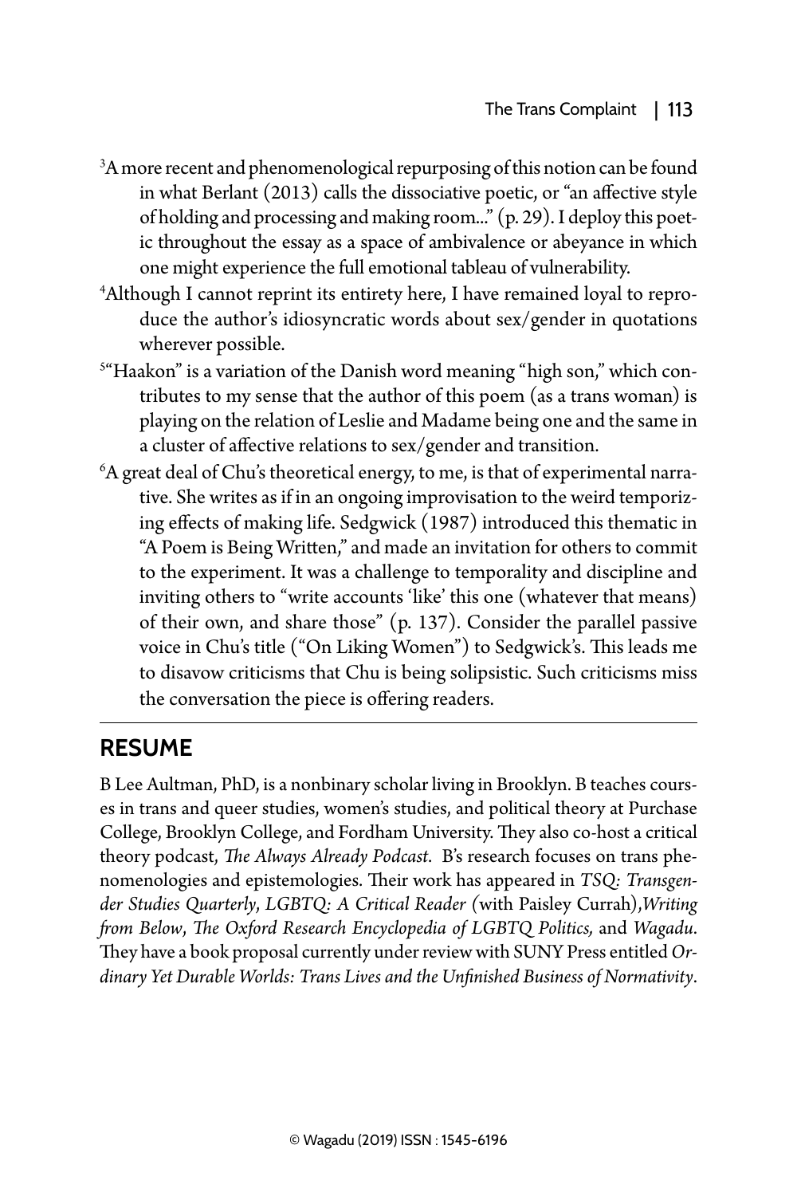[3]A more recent and phenomenological repurposing of this notion can be found in what Berlant (2013) calls the dissociative poetic, or "an affective style of holding and processing and making room..." (p. 29). I deploy this poetic throughout the essay as a space of ambivalence or abeyance in which one might experience the full emotional tableau of vulnerability.

[4]Although I cannot reprint its entirety here, I have remained loyal to reproduce the author's idiosyncratic words about sex/gender in quotations wherever possible.

[5]"Haakon" is a variation of the Danish word meaning "high son," which contributes to my sense that the author of this poem (as a trans woman) is playing on the relation of Leslie and Madame being one and the same in a cluster of affective relations to sex/gender and transition.

[6]A great deal of Chu's theoretical energy, to me, is that of experimental narrative. She writes as if in an ongoing improvisation to the weird temporizing effects of making life. Sedgwick (1987) introduced this thematic in "A Poem is Being Written," and made an invitation for others to commit to the experiment. It was a challenge to temporality and discipline and inviting others to "write accounts 'like' this one (whatever that means) of their own, and share those" (p. 137). Consider the parallel passive voice in Chu's title ("On Liking Women") to Sedgwick's. This leads me to disavow criticisms that Chu is being solipsistic. Such criticisms miss the conversation the piece is offering readers.

## RESUME

B Lee Aultman, PhD, is a nonbinary scholar living in Brooklyn. B teaches courses in trans and queer studies, women's studies, and political theory at Purchase College, Brooklyn College, and Fordham University. They also co-host a critical theory podcast, *The Always Already Podcast*. B's research focuses on trans phenomenologies and epistemologies. Their work has appeared in *TSQ: Transgender Studies Quarterly*, *LGBTQ: A Critical Reader (*with Paisley Currah),*Writing from Below*, *The Oxford Research Encyclopedia of LGBTQ Politics,* and *Wagadu*. They have a book proposal currently under review with SUNY Press entitled *Ordinary Yet Durable Worlds: Trans Lives and the Unfinished Business of Normativity*.